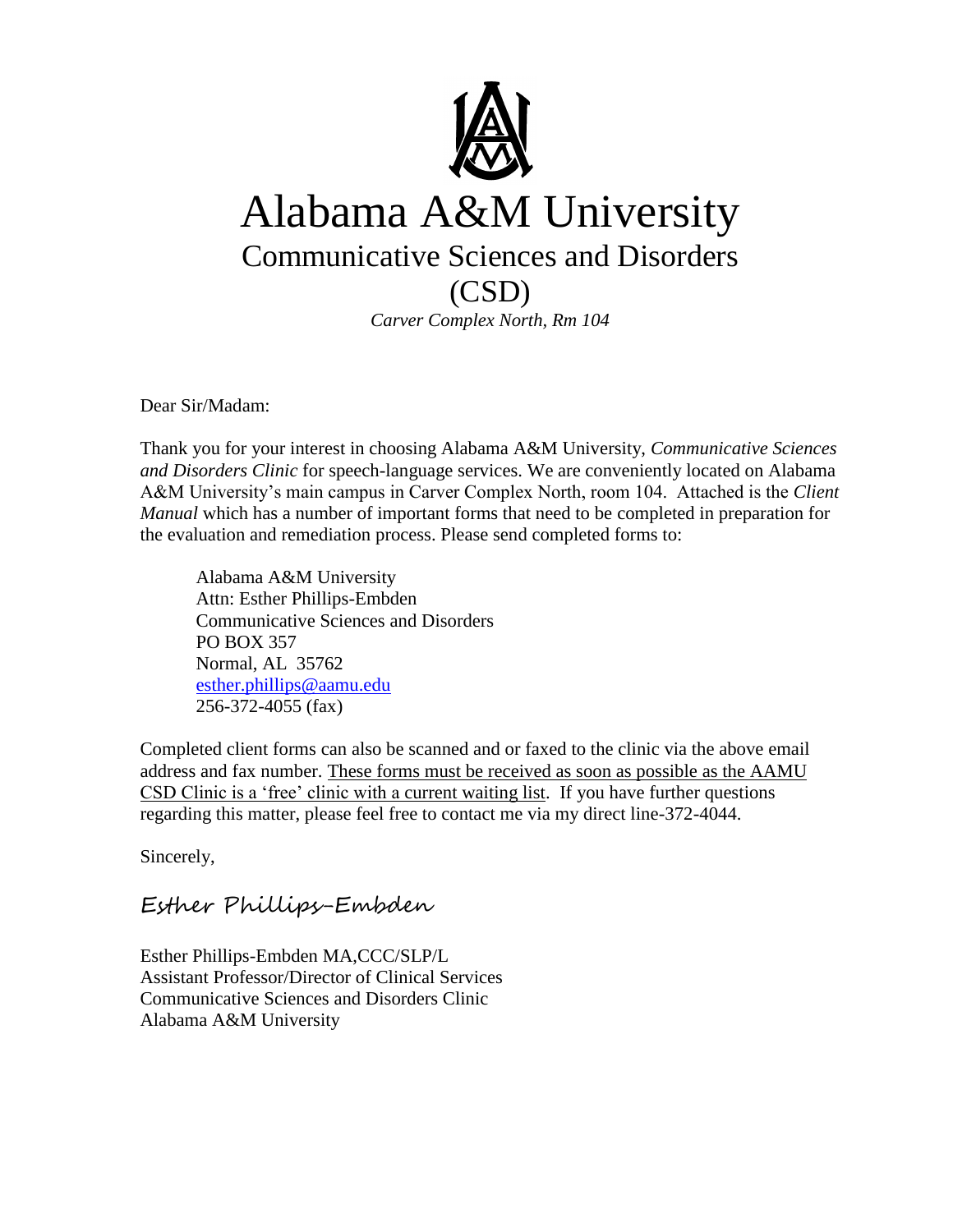# Alabama A&M University

## Communicative Sciences and Disorders (CSD)

*Carver Complex North, Rm 104*

Dear Sir/Madam:

Thank you for your interest in choosing Alabama A&M University, *Communicative Sciences and Disorders Clinic* for speech-language services. We are conveniently located on Alabama A&M University's main campus in Carver Complex North, room 104. Attached is the *Client Manual* which has a number of important forms that need to be completed in preparation for the evaluation and remediation process. Please send completed forms to:

Alabama A&M University
Attn: Esther Phillips-Embden
Communicative Sciences and Disorders
PO BOX 357
Normal, AL 35762
esther.phillips@aamu.edu
256-372-4055 (fax)

Completed client forms can also be scanned and or faxed to the clinic via the above email address and fax number. These forms must be received as soon as possible as the AAMU CSD Clinic is a 'free' clinic with a current waiting list. If you have further questions regarding this matter, please feel free to contact me via my direct line-372-4044.

Sincerely,

*Esther Phillips-Embden*

Esther Phillips-Embden MA,CCC/SLP/L
Assistant Professor/Director of Clinical Services
Communicative Sciences and Disorders Clinic
Alabama A&M University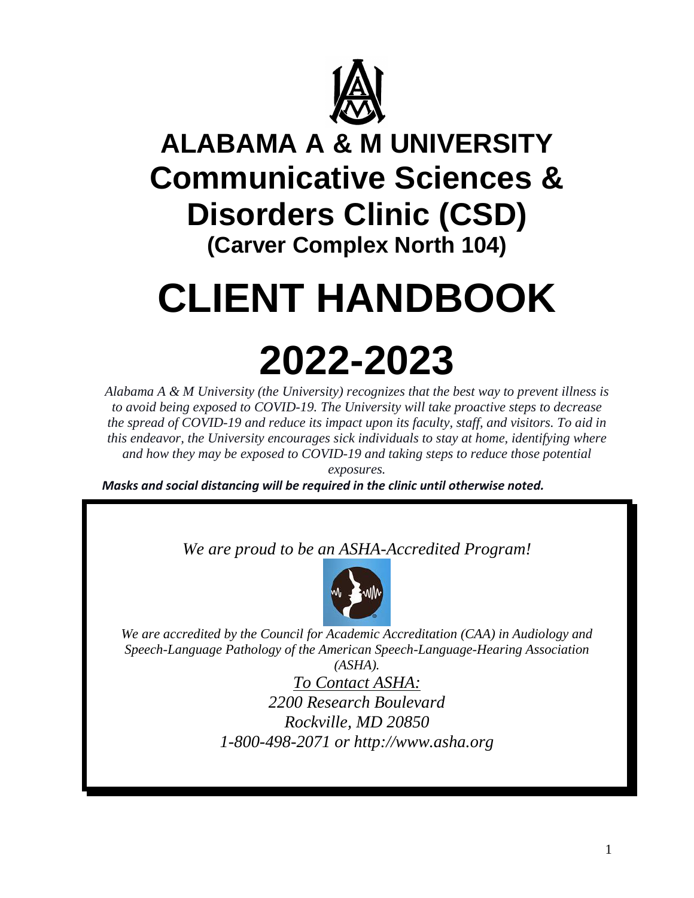# ALABAMA A & M UNIVERSITY

# Communicative Sciences & Disorders Clinic (CSD)

## (Carver Complex North 104)

# CLIENT HANDBOOK

# 2022-2023

*Alabama A & M University (the University) recognizes that the best way to prevent illness is to avoid being exposed to COVID-19. The University will take proactive steps to decrease the spread of COVID-19 and reduce its impact upon its faculty, staff, and visitors. To aid in this endeavor, the University encourages sick individuals to stay at home, identifying where and how they may be exposed to COVID-19 and taking steps to reduce those potential exposures.*

***Masks and social distancing will be required in the clinic until otherwise noted.***

*We are proud to be an ASHA-Accredited Program!*

*We are accredited by the Council for Academic Accreditation (CAA) in Audiology and Speech-Language Pathology of the American Speech-Language-Hearing Association (ASHA).*

*To Contact ASHA:*

*2200 Research Boulevard*

*Rockville, MD 20850*

*1-800-498-2071 or http://www.asha.org*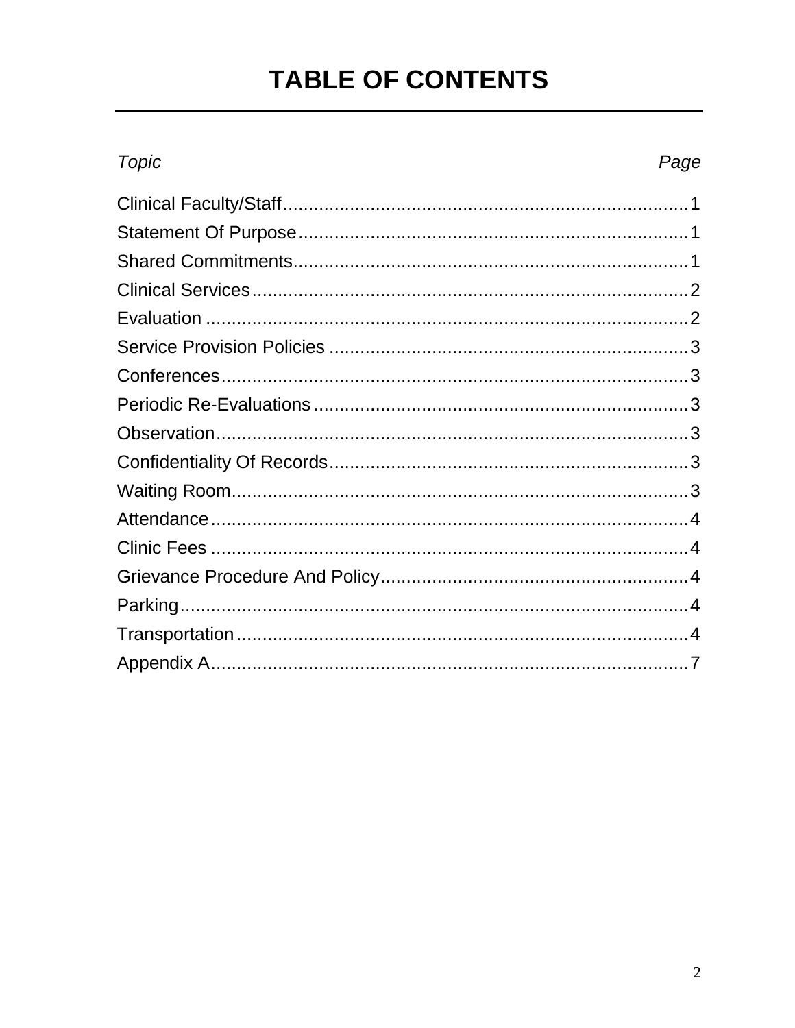# TABLE OF CONTENTS

| *Topic* | *Page* |
|---|---|
| Clinical Faculty/Staff | 1 |
| Statement Of Purpose | 1 |
| Shared Commitments | 1 |
| Clinical Services | 2 |
| Evaluation | 2 |
| Service Provision Policies | 3 |
| Conferences | 3 |
| Periodic Re-Evaluations | 3 |
| Observation | 3 |
| Confidentiality Of Records | 3 |
| Waiting Room | 3 |
| Attendance | 4 |
| Clinic Fees | 4 |
| Grievance Procedure And Policy | 4 |
| Parking | 4 |
| Transportation | 4 |
| Appendix A | 7 |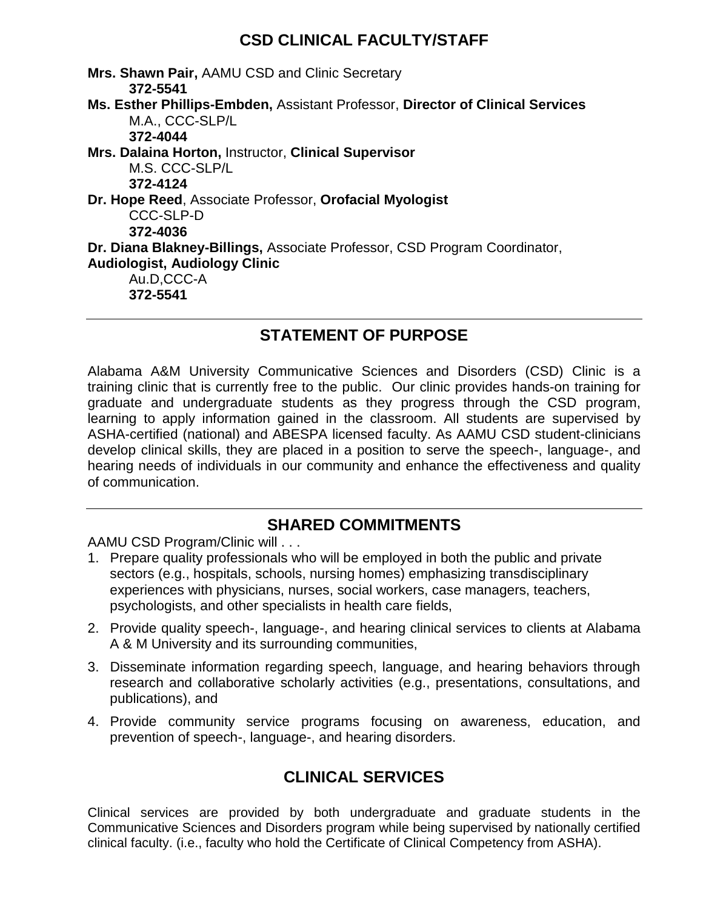## CSD CLINICAL FACULTY/STAFF

**Mrs. Shawn Pair,** AAMU CSD and Clinic Secretary
**372-5541**

**Ms. Esther Phillips-Embden,** Assistant Professor, **Director of Clinical Services**
M.A., CCC-SLP/L
**372-4044**

**Mrs. Dalaina Horton,** Instructor, **Clinical Supervisor**
M.S. CCC-SLP/L
**372-4124**

**Dr. Hope Reed**, Associate Professor, **Orofacial Myologist**
CCC-SLP-D
**372-4036**

**Dr. Diana Blakney-Billings,** Associate Professor, CSD Program Coordinator, **Audiologist, Audiology Clinic**
Au.D,CCC-A
**372-5541**

---

## STATEMENT OF PURPOSE

Alabama A&M University Communicative Sciences and Disorders (CSD) Clinic is a training clinic that is currently free to the public. Our clinic provides hands-on training for graduate and undergraduate students as they progress through the CSD program, learning to apply information gained in the classroom. All students are supervised by ASHA-certified (national) and ABESPA licensed faculty. As AAMU CSD student-clinicians develop clinical skills, they are placed in a position to serve the speech-, language-, and hearing needs of individuals in our community and enhance the effectiveness and quality of communication.

---

## SHARED COMMITMENTS

AAMU CSD Program/Clinic will . . .

1. Prepare quality professionals who will be employed in both the public and private sectors (e.g., hospitals, schools, nursing homes) emphasizing transdisciplinary experiences with physicians, nurses, social workers, case managers, teachers, psychologists, and other specialists in health care fields,
2. Provide quality speech-, language-, and hearing clinical services to clients at Alabama A & M University and its surrounding communities,
3. Disseminate information regarding speech, language, and hearing behaviors through research and collaborative scholarly activities (e.g., presentations, consultations, and publications), and
4. Provide community service programs focusing on awareness, education, and prevention of speech-, language-, and hearing disorders.

## CLINICAL SERVICES

Clinical services are provided by both undergraduate and graduate students in the Communicative Sciences and Disorders program while being supervised by nationally certified clinical faculty. (i.e., faculty who hold the Certificate of Clinical Competency from ASHA).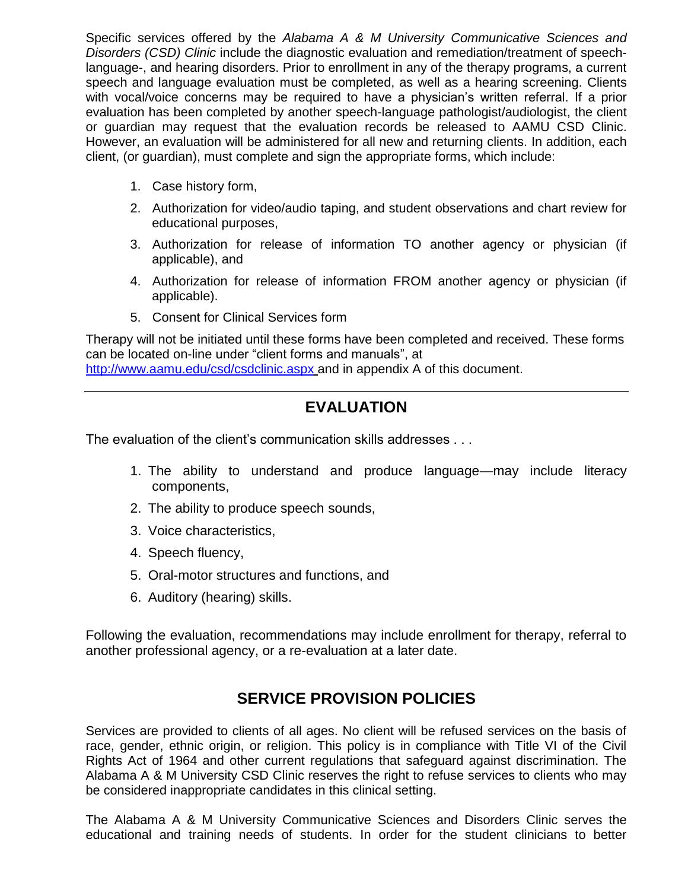Specific services offered by the *Alabama A & M University Communicative Sciences and Disorders (CSD) Clinic* include the diagnostic evaluation and remediation/treatment of speech-language-, and hearing disorders. Prior to enrollment in any of the therapy programs, a current speech and language evaluation must be completed, as well as a hearing screening. Clients with vocal/voice concerns may be required to have a physician's written referral. If a prior evaluation has been completed by another speech-language pathologist/audiologist, the client or guardian may request that the evaluation records be released to AAMU CSD Clinic. However, an evaluation will be administered for all new and returning clients. In addition, each client, (or guardian), must complete and sign the appropriate forms, which include:

1. Case history form,
2. Authorization for video/audio taping, and student observations and chart review for educational purposes,
3. Authorization for release of information TO another agency or physician (if applicable), and
4. Authorization for release of information FROM another agency or physician (if applicable).
5. Consent for Clinical Services form

Therapy will not be initiated until these forms have been completed and received. These forms can be located on-line under "client forms and manuals", at http://www.aamu.edu/csd/csdclinic.aspx and in appendix A of this document.

---

## EVALUATION

The evaluation of the client's communication skills addresses . . .

1. The ability to understand and produce language—may include literacy components,
2. The ability to produce speech sounds,
3. Voice characteristics,
4. Speech fluency,
5. Oral-motor structures and functions, and
6. Auditory (hearing) skills.

Following the evaluation, recommendations may include enrollment for therapy, referral to another professional agency, or a re-evaluation at a later date.

## SERVICE PROVISION POLICIES

Services are provided to clients of all ages. No client will be refused services on the basis of race, gender, ethnic origin, or religion. This policy is in compliance with Title VI of the Civil Rights Act of 1964 and other current regulations that safeguard against discrimination. The Alabama A & M University CSD Clinic reserves the right to refuse services to clients who may be considered inappropriate candidates in this clinical setting.

The Alabama A & M University Communicative Sciences and Disorders Clinic serves the educational and training needs of students. In order for the student clinicians to better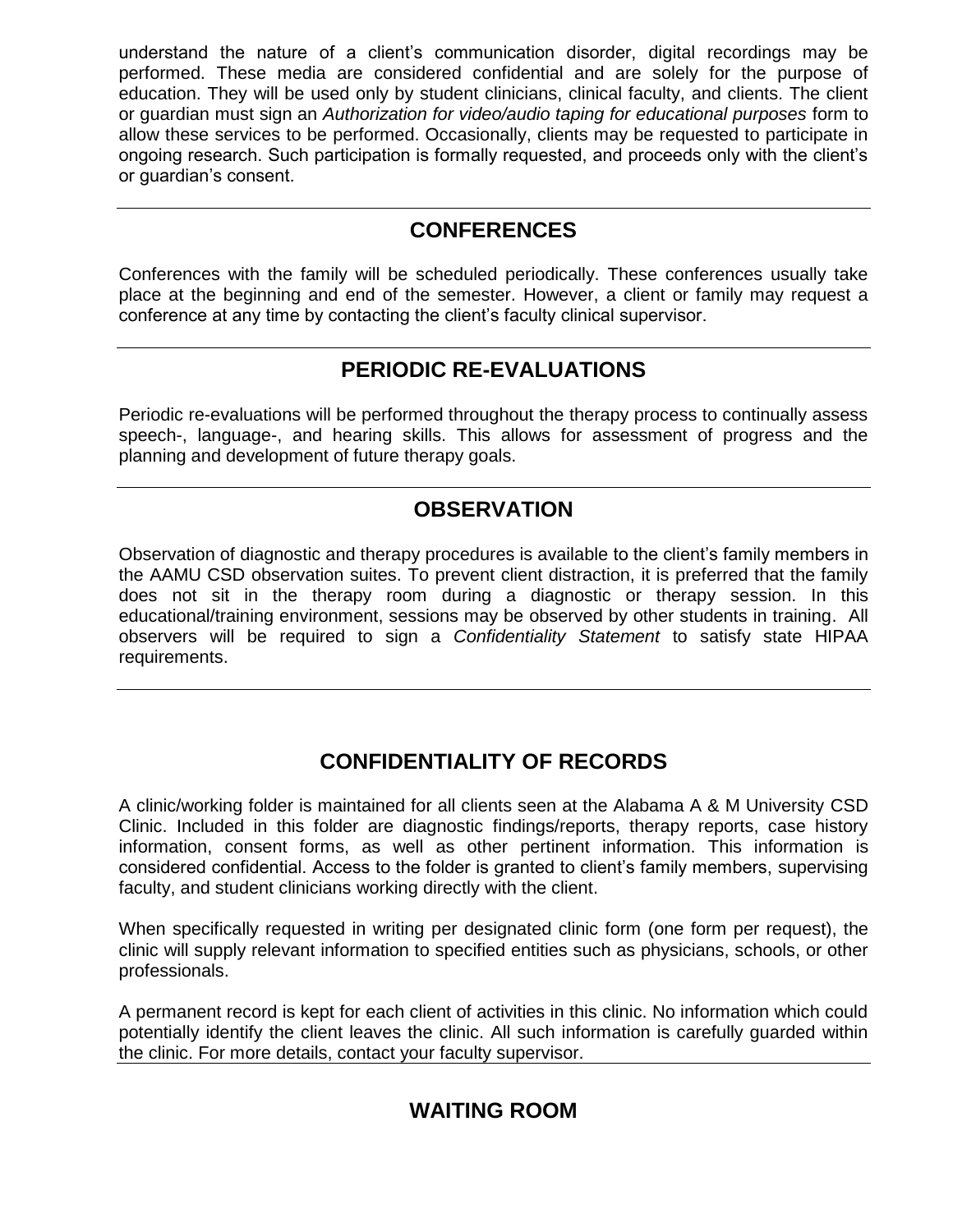understand the nature of a client's communication disorder, digital recordings may be performed. These media are considered confidential and are solely for the purpose of education. They will be used only by student clinicians, clinical faculty, and clients. The client or guardian must sign an *Authorization for video/audio taping for educational purposes* form to allow these services to be performed. Occasionally, clients may be requested to participate in ongoing research. Such participation is formally requested, and proceeds only with the client's or guardian's consent.

---

## CONFERENCES

Conferences with the family will be scheduled periodically. These conferences usually take place at the beginning and end of the semester. However, a client or family may request a conference at any time by contacting the client's faculty clinical supervisor.

---

## PERIODIC RE-EVALUATIONS

Periodic re-evaluations will be performed throughout the therapy process to continually assess speech-, language-, and hearing skills. This allows for assessment of progress and the planning and development of future therapy goals.

---

## OBSERVATION

Observation of diagnostic and therapy procedures is available to the client's family members in the AAMU CSD observation suites. To prevent client distraction, it is preferred that the family does not sit in the therapy room during a diagnostic or therapy session. In this educational/training environment, sessions may be observed by other students in training. All observers will be required to sign a *Confidentiality Statement* to satisfy state HIPAA requirements.

---

## CONFIDENTIALITY OF RECORDS

A clinic/working folder is maintained for all clients seen at the Alabama A & M University CSD Clinic. Included in this folder are diagnostic findings/reports, therapy reports, case history information, consent forms, as well as other pertinent information. This information is considered confidential. Access to the folder is granted to client's family members, supervising faculty, and student clinicians working directly with the client.

When specifically requested in writing per designated clinic form (one form per request), the clinic will supply relevant information to specified entities such as physicians, schools, or other professionals.

A permanent record is kept for each client of activities in this clinic. No information which could potentially identify the client leaves the clinic. All such information is carefully guarded within the clinic. For more details, contact your faculty supervisor.

---

## WAITING ROOM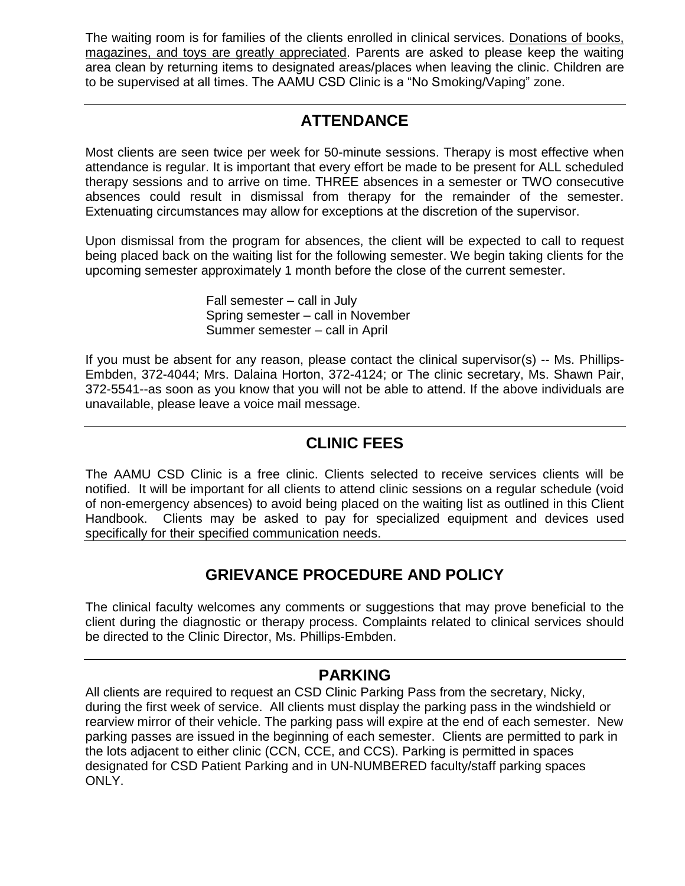The waiting room is for families of the clients enrolled in clinical services. Donations of books, magazines, and toys are greatly appreciated. Parents are asked to please keep the waiting area clean by returning items to designated areas/places when leaving the clinic. Children are to be supervised at all times. The AAMU CSD Clinic is a "No Smoking/Vaping" zone.

---

## ATTENDANCE

Most clients are seen twice per week for 50-minute sessions. Therapy is most effective when attendance is regular. It is important that every effort be made to be present for ALL scheduled therapy sessions and to arrive on time. THREE absences in a semester or TWO consecutive absences could result in dismissal from therapy for the remainder of the semester. Extenuating circumstances may allow for exceptions at the discretion of the supervisor.

Upon dismissal from the program for absences, the client will be expected to call to request being placed back on the waiting list for the following semester. We begin taking clients for the upcoming semester approximately 1 month before the close of the current semester.

Fall semester – call in July
Spring semester – call in November
Summer semester – call in April

If you must be absent for any reason, please contact the clinical supervisor(s) -- Ms. Phillips-Embden, 372-4044; Mrs. Dalaina Horton, 372-4124; or The clinic secretary, Ms. Shawn Pair, 372-5541--as soon as you know that you will not be able to attend. If the above individuals are unavailable, please leave a voice mail message.

---

## CLINIC FEES

The AAMU CSD Clinic is a free clinic. Clients selected to receive services clients will be notified. It will be important for all clients to attend clinic sessions on a regular schedule (void of non-emergency absences) to avoid being placed on the waiting list as outlined in this Client Handbook. Clients may be asked to pay for specialized equipment and devices used specifically for their specified communication needs.

---

## GRIEVANCE PROCEDURE AND POLICY

The clinical faculty welcomes any comments or suggestions that may prove beneficial to the client during the diagnostic or therapy process. Complaints related to clinical services should be directed to the Clinic Director, Ms. Phillips-Embden.

---

## PARKING

All clients are required to request an CSD Clinic Parking Pass from the secretary, Nicky, during the first week of service. All clients must display the parking pass in the windshield or rearview mirror of their vehicle. The parking pass will expire at the end of each semester. New parking passes are issued in the beginning of each semester. Clients are permitted to park in the lots adjacent to either clinic (CCN, CCE, and CCS). Parking is permitted in spaces designated for CSD Patient Parking and in UN-NUMBERED faculty/staff parking spaces ONLY.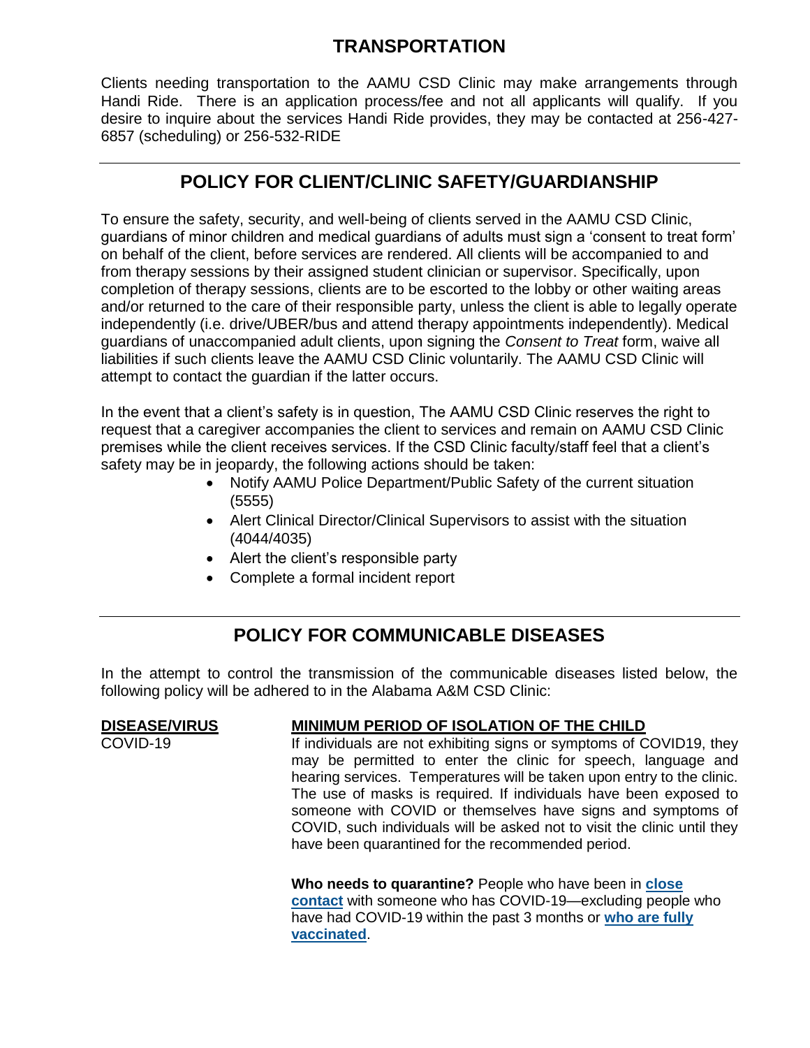## TRANSPORTATION

Clients needing transportation to the AAMU CSD Clinic may make arrangements through Handi Ride. There is an application process/fee and not all applicants will qualify. If you desire to inquire about the services Handi Ride provides, they may be contacted at 256-427-6857 (scheduling) or 256-532-RIDE

---

## POLICY FOR CLIENT/CLINIC SAFETY/GUARDIANSHIP

To ensure the safety, security, and well-being of clients served in the AAMU CSD Clinic, guardians of minor children and medical guardians of adults must sign a 'consent to treat form' on behalf of the client, before services are rendered. All clients will be accompanied to and from therapy sessions by their assigned student clinician or supervisor. Specifically, upon completion of therapy sessions, clients are to be escorted to the lobby or other waiting areas and/or returned to the care of their responsible party, unless the client is able to legally operate independently (i.e. drive/UBER/bus and attend therapy appointments independently). Medical guardians of unaccompanied adult clients, upon signing the *Consent to Treat* form, waive all liabilities if such clients leave the AAMU CSD Clinic voluntarily. The AAMU CSD Clinic will attempt to contact the guardian if the latter occurs.

In the event that a client's safety is in question, The AAMU CSD Clinic reserves the right to request that a caregiver accompanies the client to services and remain on AAMU CSD Clinic premises while the client receives services. If the CSD Clinic faculty/staff feel that a client's safety may be in jeopardy, the following actions should be taken:

- Notify AAMU Police Department/Public Safety of the current situation (5555)
- Alert Clinical Director/Clinical Supervisors to assist with the situation (4044/4035)
- Alert the client's responsible party
- Complete a formal incident report

---

## POLICY FOR COMMUNICABLE DISEASES

In the attempt to control the transmission of the communicable diseases listed below, the following policy will be adhered to in the Alabama A&M CSD Clinic:

| DISEASE/VIRUS | MINIMUM PERIOD OF ISOLATION OF THE CHILD |
|---|---|
| COVID-19 | If individuals are not exhibiting signs or symptoms of COVID19, they may be permitted to enter the clinic for speech, language and hearing services. Temperatures will be taken upon entry to the clinic. The use of masks is required. If individuals have been exposed to someone with COVID or themselves have signs and symptoms of COVID, such individuals will be asked not to visit the clinic until they have been quarantined for the recommended period.<br><br>**Who needs to quarantine?** People who have been in **close contact** with someone who has COVID-19—excluding people who have had COVID-19 within the past 3 months or **who are fully vaccinated**. |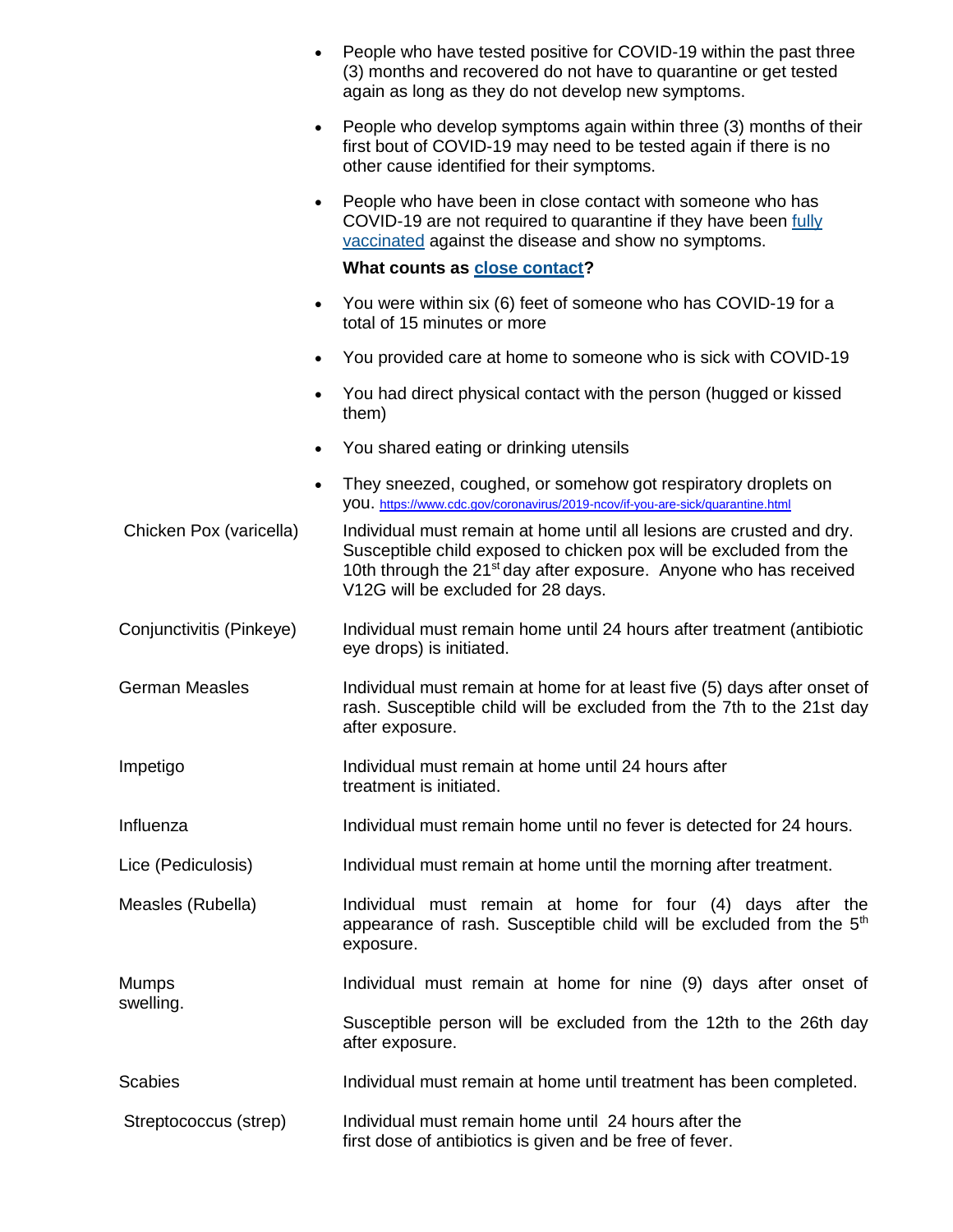- People who have tested positive for COVID-19 within the past three (3) months and recovered do not have to quarantine or get tested again as long as they do not develop new symptoms.
- People who develop symptoms again within three (3) months of their first bout of COVID-19 may need to be tested again if there is no other cause identified for their symptoms.
- People who have been in close contact with someone who has COVID-19 are not required to quarantine if they have been fully vaccinated against the disease and show no symptoms.

**What counts as close contact?**

- You were within six (6) feet of someone who has COVID-19 for a total of 15 minutes or more
- You provided care at home to someone who is sick with COVID-19
- You had direct physical contact with the person (hugged or kissed them)
- You shared eating or drinking utensils
- They sneezed, coughed, or somehow got respiratory droplets on you. https://www.cdc.gov/coronavirus/2019-ncov/if-you-are-sick/quarantine.html

| | |
|---|---|
| Chicken Pox (varicella) | Individual must remain at home until all lesions are crusted and dry. Susceptible child exposed to chicken pox will be excluded from the 10th through the 21st day after exposure. Anyone who has received V12G will be excluded for 28 days. |
| Conjunctivitis (Pinkeye) | Individual must remain home until 24 hours after treatment (antibiotic eye drops) is initiated. |
| German Measles | Individual must remain at home for at least five (5) days after onset of rash. Susceptible child will be excluded from the 7th to the 21st day after exposure. |
| Impetigo | Individual must remain at home until 24 hours after treatment is initiated. |
| Influenza | Individual must remain home until no fever is detected for 24 hours. |
| Lice (Pediculosis) | Individual must remain at home until the morning after treatment. |
| Measles (Rubella) | Individual must remain at home for four (4) days after the appearance of rash. Susceptible child will be excluded from the 5th exposure. |
| Mumps swelling. | Individual must remain at home for nine (9) days after onset of<br><br>Susceptible person will be excluded from the 12th to the 26th day after exposure. |
| Scabies | Individual must remain at home until treatment has been completed. |
| Streptococcus (strep) | Individual must remain home until 24 hours after the first dose of antibiotics is given and be free of fever. |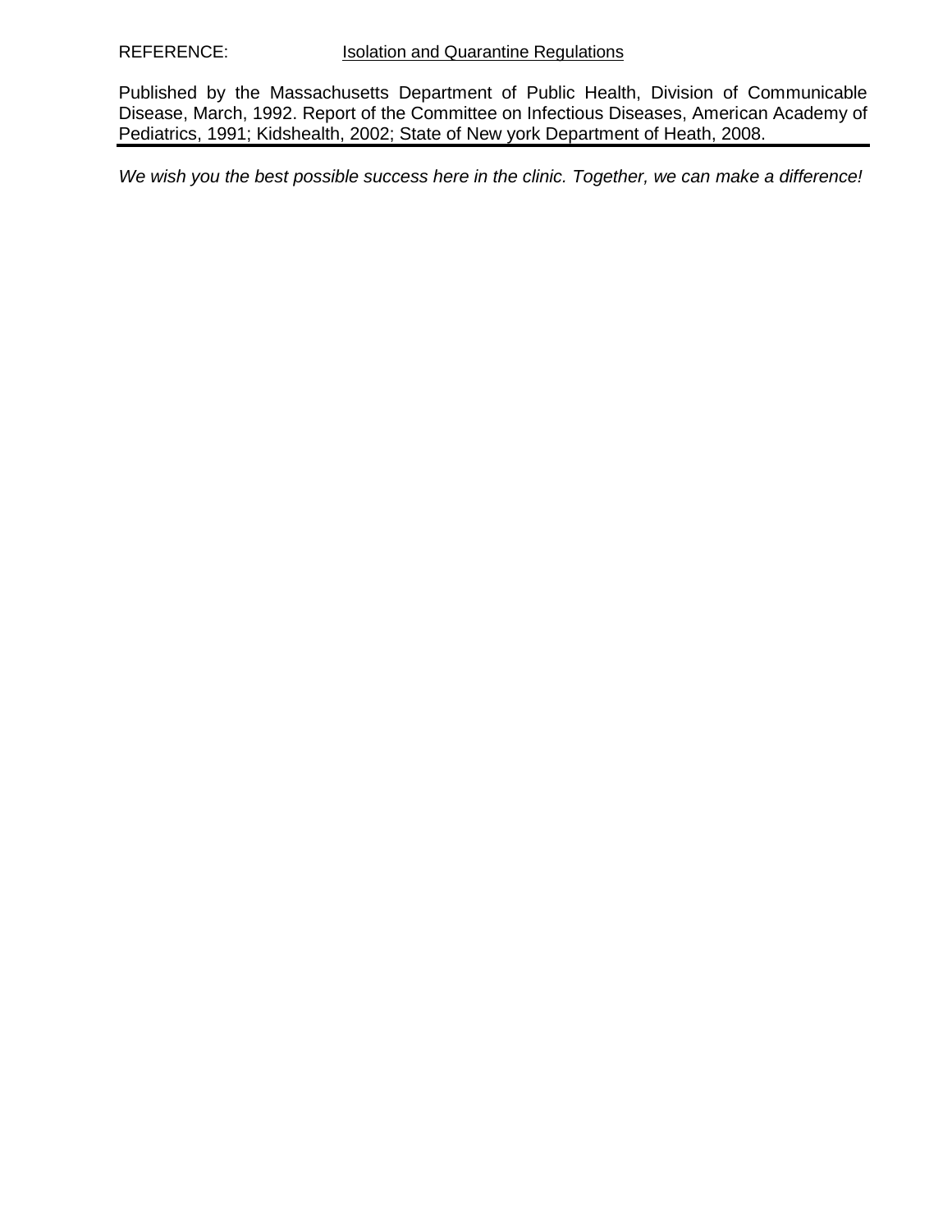REFERENCE: Isolation and Quarantine Regulations

Published by the Massachusetts Department of Public Health, Division of Communicable Disease, March, 1992. Report of the Committee on Infectious Diseases, American Academy of Pediatrics, 1991; Kidshealth, 2002; State of New york Department of Heath, 2008.

---

*We wish you the best possible success here in the clinic. Together, we can make a difference!*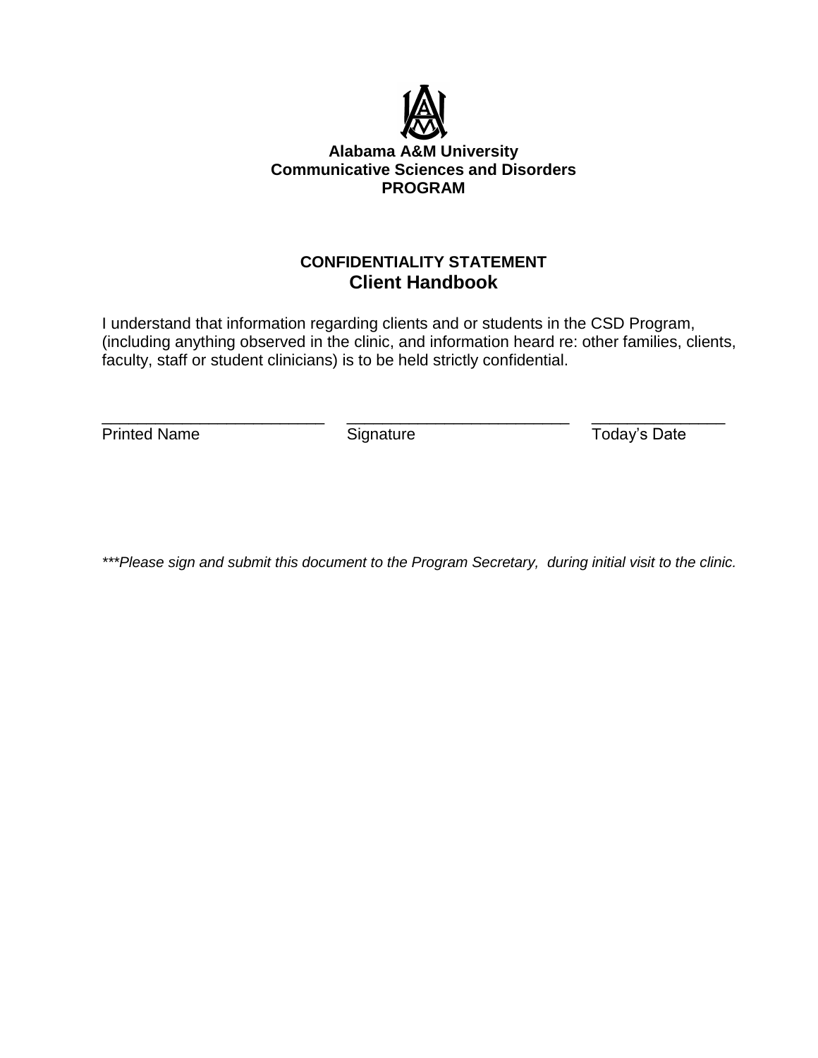**Alabama A&M University**
**Communicative Sciences and Disorders**
**PROGRAM**

## CONFIDENTIALITY STATEMENT
## Client Handbook

I understand that information regarding clients and or students in the CSD Program, (including anything observed in the clinic, and information heard re: other families, clients, faculty, staff or student clinicians) is to be held strictly confidential.

| _________________________ | _________________________ | _______________ |
|---|---|---|
| Printed Name | Signature | Today's Date |

*\*\*\*Please sign and submit this document to the Program Secretary, during initial visit to the clinic.*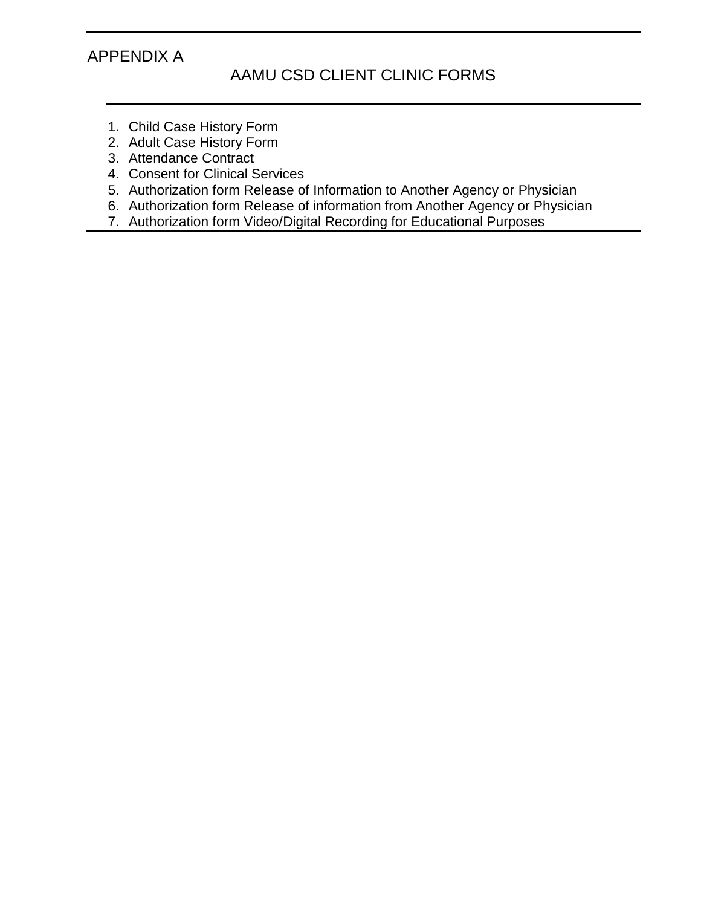# APPENDIX A

## AAMU CSD CLIENT CLINIC FORMS

1. Child Case History Form
2. Adult Case History Form
3. Attendance Contract
4. Consent for Clinical Services
5. Authorization form Release of Information to Another Agency or Physician
6. Authorization form Release of information from Another Agency or Physician
7. Authorization form Video/Digital Recording for Educational Purposes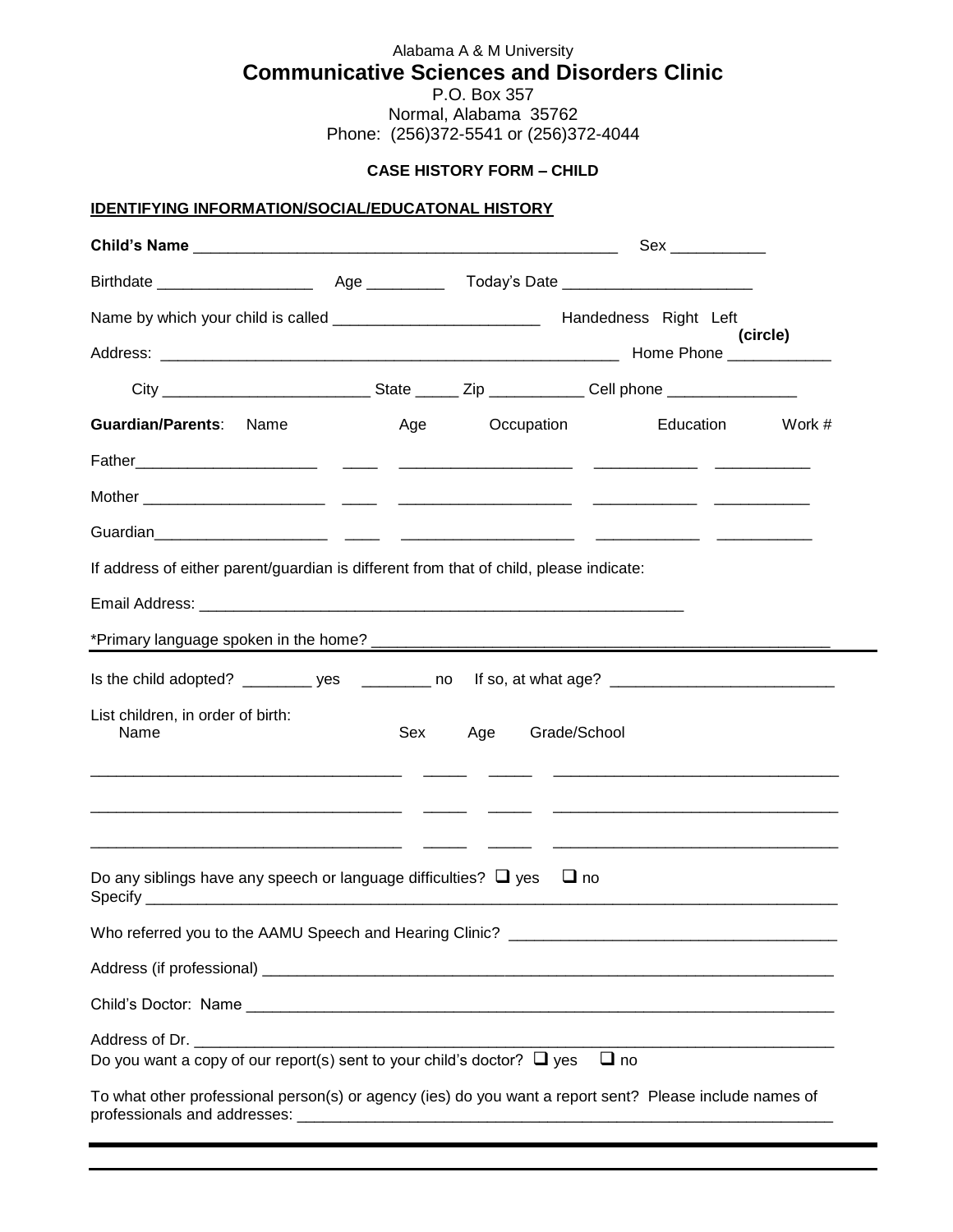Alabama A & M University

# Communicative Sciences and Disorders Clinic

P.O. Box 357
Normal, Alabama 35762
Phone: (256)372-5541 or (256)372-4044

**CASE HISTORY FORM – CHILD**

**IDENTIFYING INFORMATION/SOCIAL/EDUCATONAL HISTORY**

**Child's Name** ________________________________________________ Sex __________

Birthdate _________________ Age ________ Today's Date _____________________

Name by which your child is called _______________________ Handedness Right Left **(circle)**

Address: _____________________________________________________ Home Phone ___________

City _______________________ State _____ Zip __________ Cell phone _______________

| **Guardian/Parents**: Name | Age | Occupation | Education | Work # |
|---|---|---|---|---|
| Father____________________ | ____ | ___________________ | ___________ | __________ |
| Mother ____________________ | ____ | ___________________ | ___________ | __________ |
| Guardian___________________ | ____ | ___________________ | ___________ | __________ |

If address of either parent/guardian is different from that of child, please indicate:

Email Address: _______________________________________________________

*Primary language spoken in the home? ___________________________________________________

Is the child adopted? ________ yes ________ no If so, at what age? _________________________

List children, in order of birth:

| Name | Sex | Age | Grade/School |
|---|---|---|---|
| ________________________________ | _____ | _____ | ______________________________ |
| ________________________________ | _____ | _____ | ______________________________ |
| ________________________________ | _____ | _____ | ______________________________ |

Do any siblings have any speech or language difficulties? ❑ yes ❑ no
Specify ______________________________________________________________________________

Who referred you to the AAMU Speech and Hearing Clinic? ___________________________________

Address (if professional) ________________________________________________________________

Child's Doctor: Name ___________________________________________________________________

Address of Dr. _________________________________________________________________________
Do you want a copy of our report(s) sent to your child's doctor? ❑ yes ❑ no

To what other professional person(s) or agency (ies) do you want a report sent? Please include names of professionals and addresses: ____________________________________________________________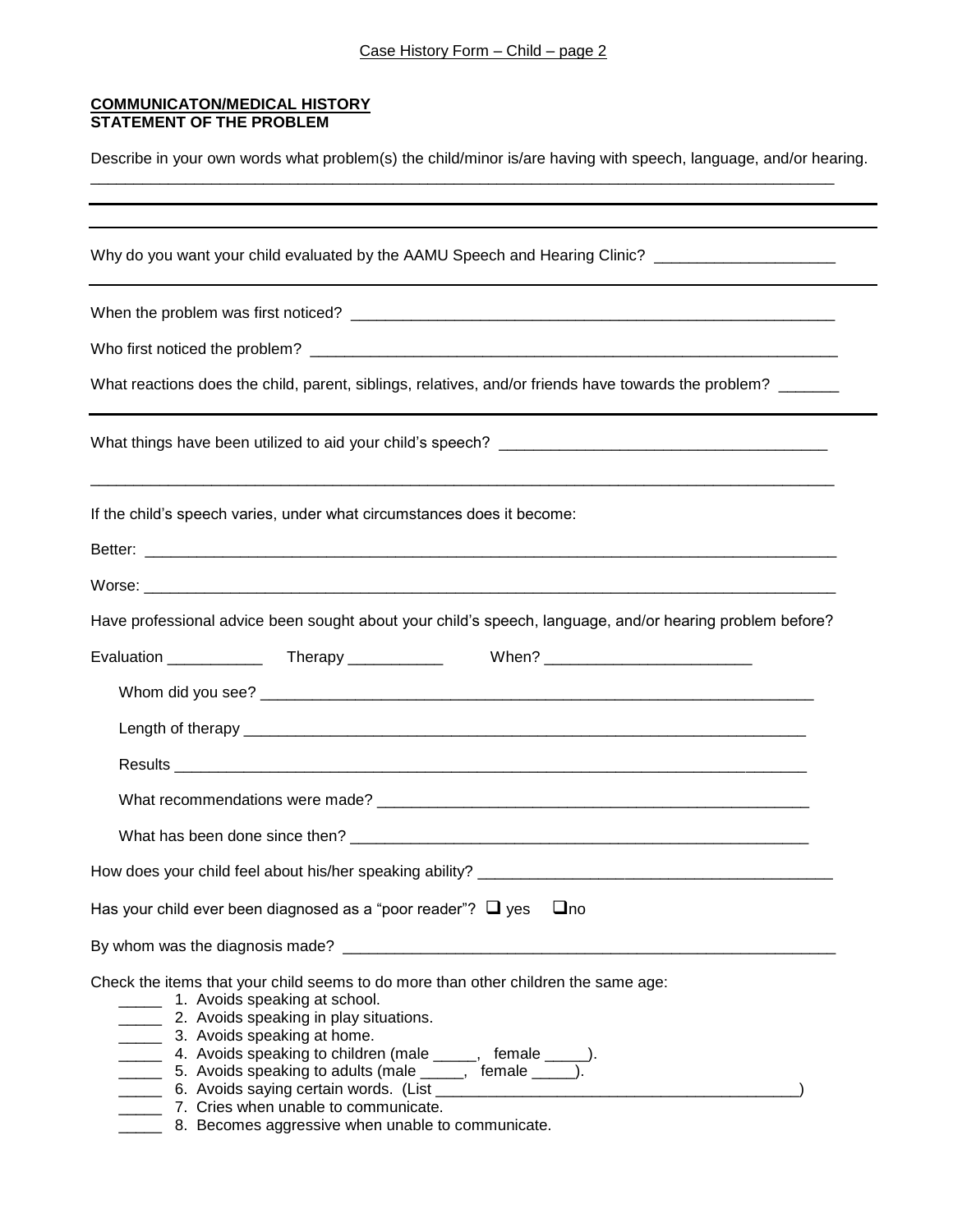Case History Form – Child – page 2

**COMMUNICATON/MEDICAL HISTORY**
**STATEMENT OF THE PROBLEM**

Describe in your own words what problem(s) the child/minor is/are having with speech, language, and/or hearing. ______________________________________________________________________________

______________________________________________________________________________

______________________________________________________________________________

Why do you want your child evaluated by the AAMU Speech and Hearing Clinic? ____________________

______________________________________________________________________________

When the problem was first noticed? ________________________________________________

Who first noticed the problem? ____________________________________________________

What reactions does the child, parent, siblings, relatives, and/or friends have towards the problem? _______

______________________________________________________________________________

What things have been utilized to aid your child's speech? _____________________________________

______________________________________________________________________________

If the child's speech varies, under what circumstances does it become:

Better: ______________________________________________________________________

Worse: ______________________________________________________________________

Have professional advice been sought about your child's speech, language, and/or hearing problem before?

Evaluation ___________ Therapy ___________ When? ________________________

Whom did you see? ______________________________________________________

Length of therapy ______________________________________________________

Results ______________________________________________________________

What recommendations were made? _______________________________________

What has been done since then? __________________________________________

How does your child feel about his/her speaking ability? _______________________________________

Has your child ever been diagnosed as a "poor reader"? ❑ yes ❑no

By whom was the diagnosis made? ________________________________________________

Check the items that your child seems to do more than other children the same age:

_____ 1. Avoids speaking at school.
_____ 2. Avoids speaking in play situations.
_____ 3. Avoids speaking at home.
_____ 4. Avoids speaking to children (male _____, female _____).
_____ 5. Avoids speaking to adults (male _____, female _____).
_____ 6. Avoids saying certain words. (List ___________________________________________)
_____ 7. Cries when unable to communicate.
_____ 8. Becomes aggressive when unable to communicate.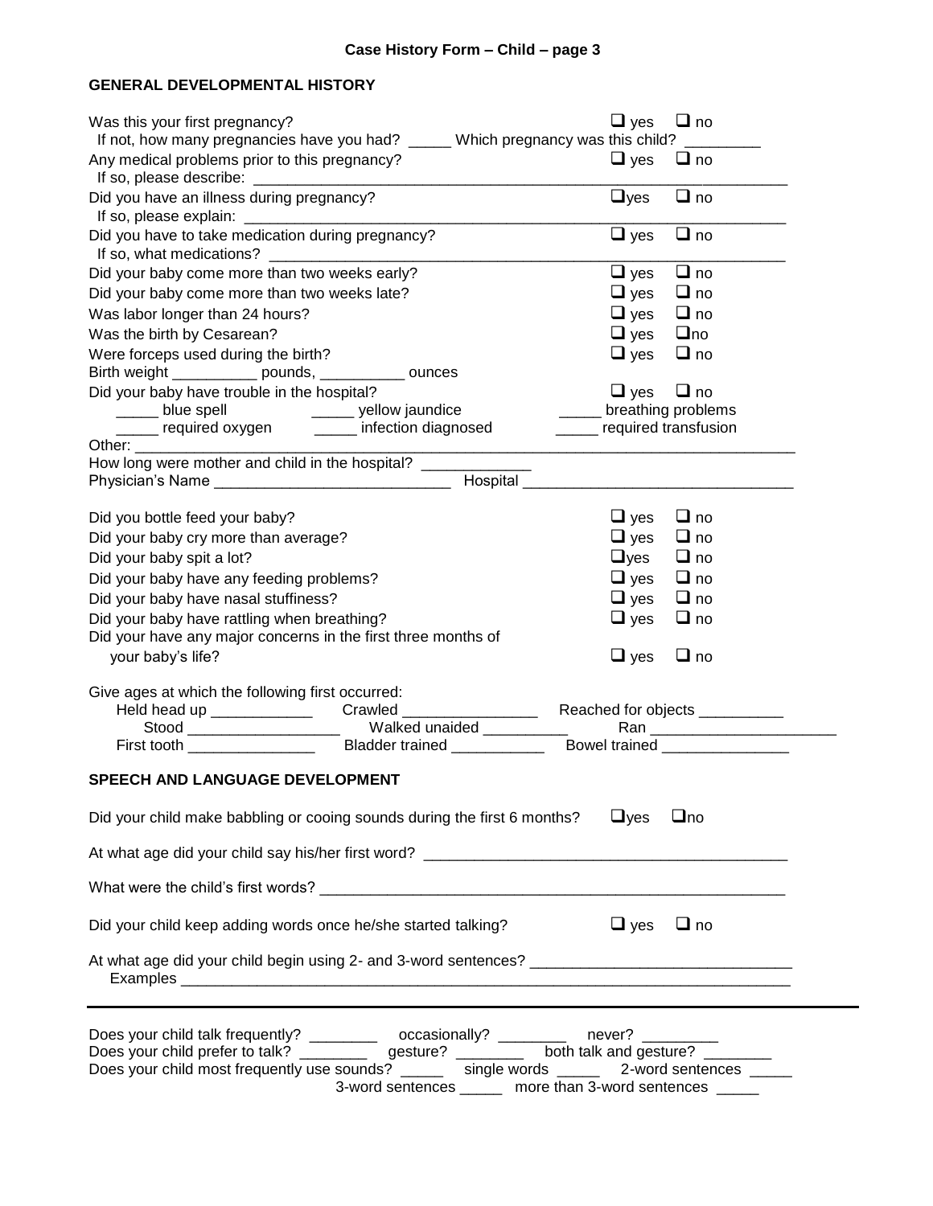**Case History Form – Child – page 3**

## GENERAL DEVELOPMENTAL HISTORY

Was this your first pregnancy? ❑ yes ❑ no
If not, how many pregnancies have you had? _____ Which pregnancy was this child? _________
Any medical problems prior to this pregnancy? ❑ yes ❑ no
If so, please describe: ____________________________________________
Did you have an illness during pregnancy? ❑yes ❑ no
If so, please explain: ____________________________________________
Did you have to take medication during pregnancy? ❑ yes ❑ no
If so, what medications? ____________________________________________
Did your baby come more than two weeks early? ❑ yes ❑ no
Did your baby come more than two weeks late? ❑ yes ❑ no
Was labor longer than 24 hours? ❑ yes ❑ no
Was the birth by Cesarean? ❑ yes ❑no
Were forceps used during the birth? ❑ yes ❑ no
Birth weight __________ pounds, __________ ounces
Did your baby have trouble in the hospital? ❑ yes ❑ no
_____ blue spell _____ yellow jaundice _____ breathing problems
_____ required oxygen _____ infection diagnosed _____ required transfusion
Other: ____________________________________________
How long were mother and child in the hospital? _____________
Physician's Name ____________________________ Hospital ________________________________

Did you bottle feed your baby? ❑ yes ❑ no
Did your baby cry more than average? ❑ yes ❑ no
Did your baby spit a lot? ❑yes ❑ no
Did your baby have any feeding problems? ❑ yes ❑ no
Did your baby have nasal stuffiness? ❑ yes ❑ no
Did your baby have rattling when breathing? ❑ yes ❑ no
Did your have any major concerns in the first three months of your baby's life? ❑ yes ❑ no

Give ages at which the following first occurred:
Held head up ____________ Crawled ________________ Reached for objects __________
Stood __________________ Walked unaided __________ Ran ______________________
First tooth _______________ Bladder trained ___________ Bowel trained _______________

## SPEECH AND LANGUAGE DEVELOPMENT

Did your child make babbling or cooing sounds during the first 6 months? ❑yes ❑no

At what age did your child say his/her first word? ____________________________________________

What were the child's first words? ____________________________________________

Did your child keep adding words once he/she started talking? ❑ yes ❑ no

At what age did your child begin using 2- and 3-word sentences? ______________________________
Examples ____________________________________________

---

Does your child talk frequently? ________ occasionally? ________ never? _________
Does your child prefer to talk? ________ gesture? ________ both talk and gesture? ________
Does your child most frequently use sounds? _____ single words _____ 2-word sentences _____
3-word sentences _____ more than 3-word sentences _____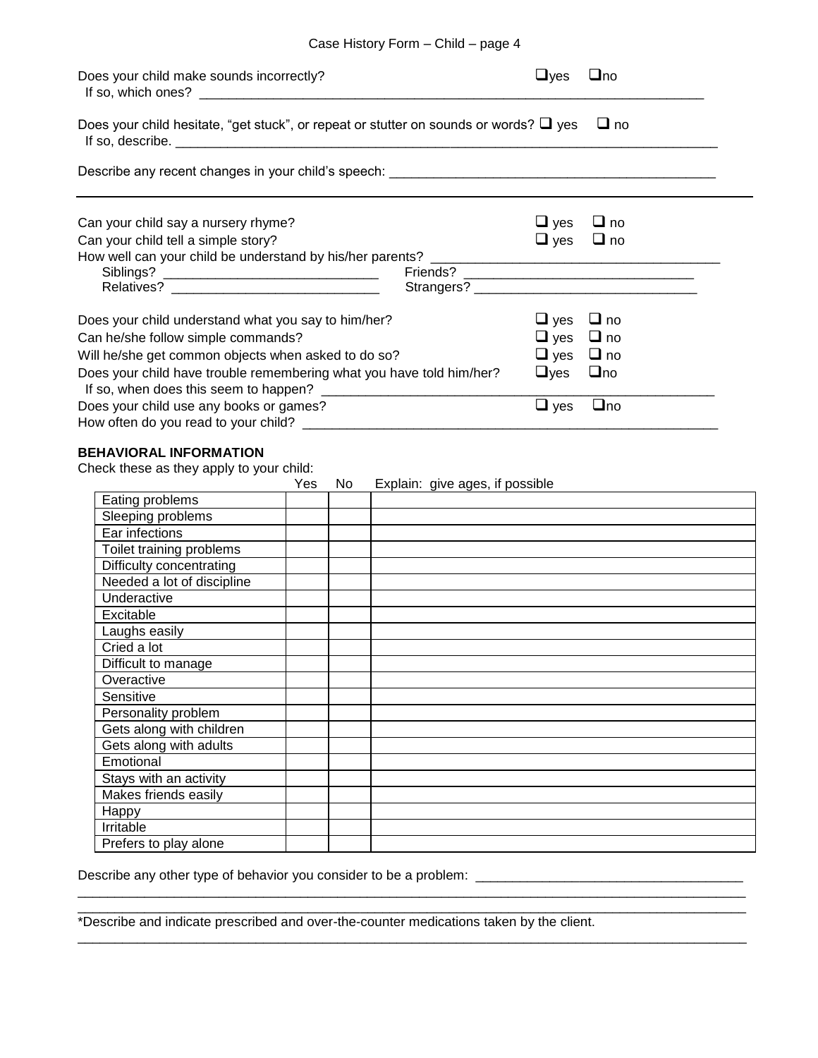Does your child make sounds incorrectly? ☐ yes ☐ no
If so, which ones? ___________________________________________________________________________

Does your child hesitate, "get stuck", or repeat or stutter on sounds or words? ☐ yes ☐ no
If so, describe. _______________________________________________________________________________

Describe any recent changes in your child's speech: _____________________________________________

---

Can your child say a nursery rhyme? ☐ yes ☐ no

Can your child tell a simple story? ☐ yes ☐ no

How well can your child be understand by his/her parents? ________________________________________

Siblings? ______________________________ Friends? _________________________________

Relatives? _____________________________ Strangers? _______________________________

Does your child understand what you say to him/her? ☐ yes ☐ no

Can he/she follow simple commands? ☐ yes ☐ no

Will he/she get common objects when asked to do so? ☐ yes ☐ no

Does your child have trouble remembering what you have told him/her? ☐ yes ☐ no
If so, when does this seem to happen? _______________________________________________________

Does your child use any books or games? ☐ yes ☐ no

How often do you read to your child? _______________________________________________________

**BEHAVIORAL INFORMATION**

Check these as they apply to your child:

| | Yes | No | Explain: give ages, if possible |
|---|---|---|---|
| Eating problems | | | |
| Sleeping problems | | | |
| Ear infections | | | |
| Toilet training problems | | | |
| Difficulty concentrating | | | |
| Needed a lot of discipline | | | |
| Underactive | | | |
| Excitable | | | |
| Laughs easily | | | |
| Cried a lot | | | |
| Difficult to manage | | | |
| Overactive | | | |
| Sensitive | | | |
| Personality problem | | | |
| Gets along with children | | | |
| Gets along with adults | | | |
| Emotional | | | |
| Stays with an activity | | | |
| Makes friends easily | | | |
| Happy | | | |
| Irritable | | | |
| Prefers to play alone | | | |

Describe any other type of behavior you consider to be a problem: ____________________________________
_____________________________________________________________________________________________
_____________________________________________________________________________________________

*Describe and indicate prescribed and over-the-counter medications taken by the client.
_____________________________________________________________________________________________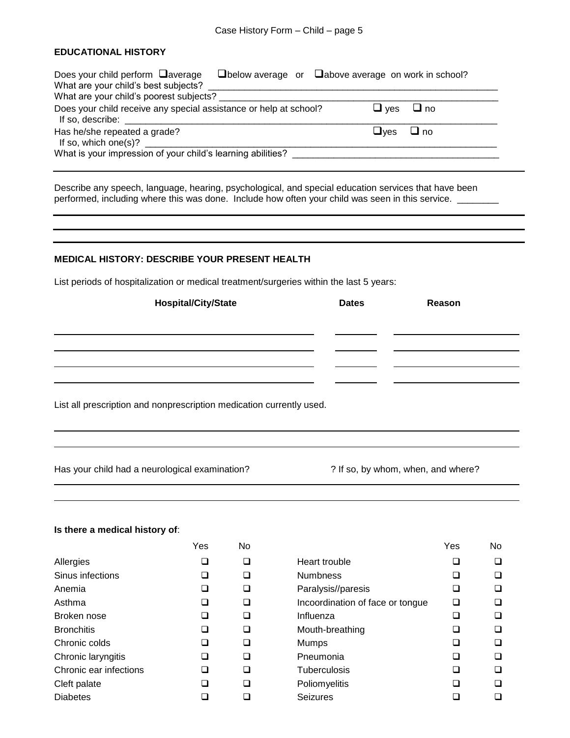## EDUCATIONAL HISTORY

Does your child perform ❑average ❑below average or ❑above average on work in school?
What are your child's best subjects? ____________________
What are your child's poorest subjects? ____________________
Does your child receive any special assistance or help at school? ❑ yes ❑ no
If so, describe: ____________________
Has he/she repeated a grade? ❑yes ❑ no
If so, which one(s)? ____________________
What is your impression of your child's learning abilities? ____________________

Describe any speech, language, hearing, psychological, and special education services that have been performed, including where this was done. Include how often your child was seen in this service. ________

## MEDICAL HISTORY: DESCRIBE YOUR PRESENT HEALTH

List periods of hospitalization or medical treatment/surgeries within the last 5 years:

| Hospital/City/State | Dates | Reason |
|---|---|---|
| | | |
| | | |
| | | |
| | | |

List all prescription and nonprescription medication currently used.

Has your child had a neurological examination? ? If so, by whom, when, and where?

**Is there a medical history of**:

| | Yes | No | | Yes | No |
|---|---|---|---|---|---|
| Allergies | ❑ | ❑ | Heart trouble | ❑ | ❑ |
| Sinus infections | ❑ | ❑ | Numbness | ❑ | ❑ |
| Anemia | ❑ | ❑ | Paralysis//paresis | ❑ | ❑ |
| Asthma | ❑ | ❑ | Incoordination of face or tongue | ❑ | ❑ |
| Broken nose | ❑ | ❑ | Influenza | ❑ | ❑ |
| Bronchitis | ❑ | ❑ | Mouth-breathing | ❑ | ❑ |
| Chronic colds | ❑ | ❑ | Mumps | ❑ | ❑ |
| Chronic laryngitis | ❑ | ❑ | Pneumonia | ❑ | ❑ |
| Chronic ear infections | ❑ | ❑ | Tuberculosis | ❑ | ❑ |
| Cleft palate | ❑ | ❑ | Poliomyelitis | ❑ | ❑ |
| Diabetes | ❑ | ❑ | Seizures | ❑ | ❑ |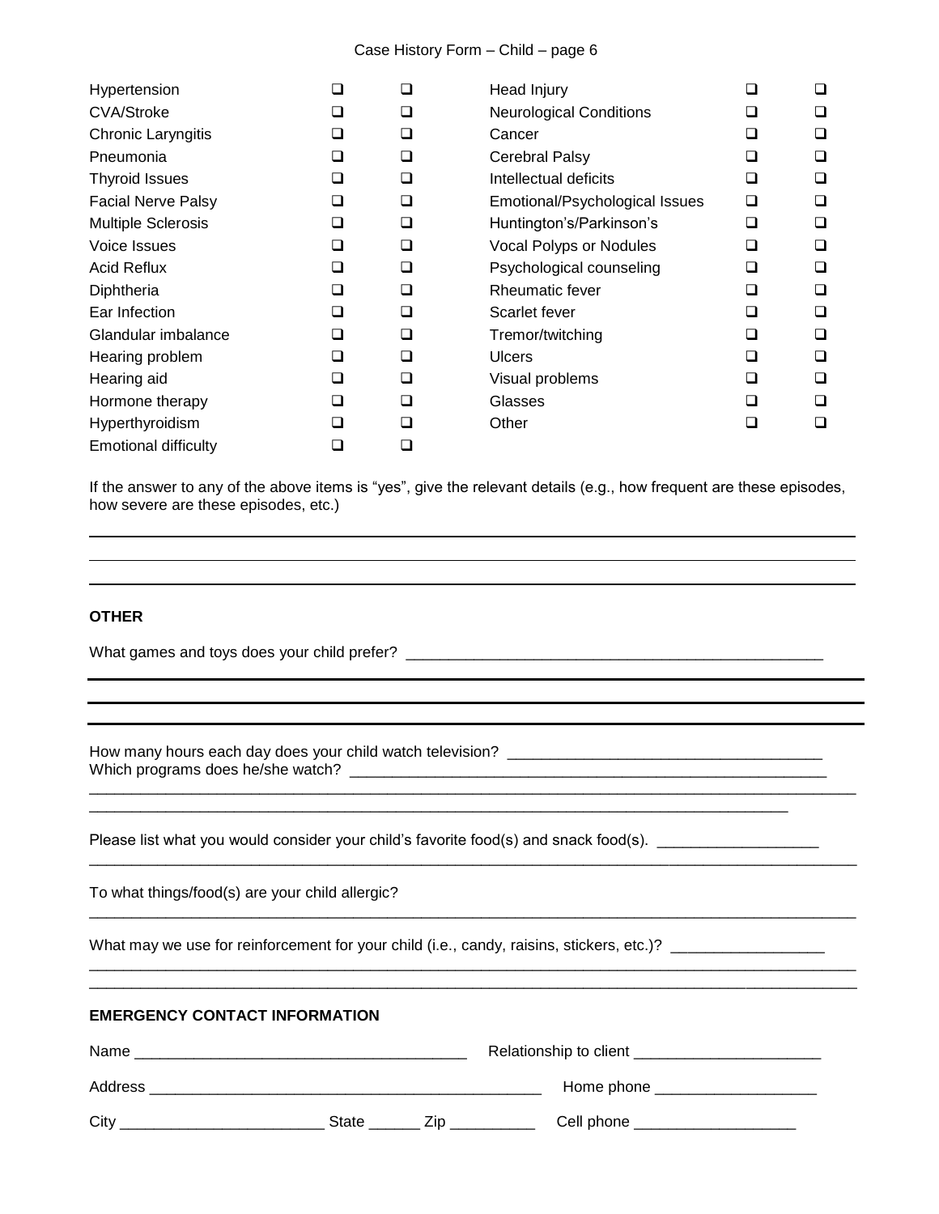| | | | | | |
|---|---|---|---|---|---|
| Hypertension | ❑ | ❑ | Head Injury | ❑ | ❑ |
| CVA/Stroke | ❑ | ❑ | Neurological Conditions | ❑ | ❑ |
| Chronic Laryngitis | ❑ | ❑ | Cancer | ❑ | ❑ |
| Pneumonia | ❑ | ❑ | Cerebral Palsy | ❑ | ❑ |
| Thyroid Issues | ❑ | ❑ | Intellectual deficits | ❑ | ❑ |
| Facial Nerve Palsy | ❑ | ❑ | Emotional/Psychological Issues | ❑ | ❑ |
| Multiple Sclerosis | ❑ | ❑ | Huntington's/Parkinson's | ❑ | ❑ |
| Voice Issues | ❑ | ❑ | Vocal Polyps or Nodules | ❑ | ❑ |
| Acid Reflux | ❑ | ❑ | Psychological counseling | ❑ | ❑ |
| Diphtheria | ❑ | ❑ | Rheumatic fever | ❑ | ❑ |
| Ear Infection | ❑ | ❑ | Scarlet fever | ❑ | ❑ |
| Glandular imbalance | ❑ | ❑ | Tremor/twitching | ❑ | ❑ |
| Hearing problem | ❑ | ❑ | Ulcers | ❑ | ❑ |
| Hearing aid | ❑ | ❑ | Visual problems | ❑ | ❑ |
| Hormone therapy | ❑ | ❑ | Glasses | ❑ | ❑ |
| Hyperthyroidism | ❑ | ❑ | Other | ❑ | ❑ |
| Emotional difficulty | ❑ | ❑ | | | |

If the answer to any of the above items is "yes", give the relevant details (e.g., how frequent are these episodes, how severe are these episodes, etc.)

______________________________________________________________________________

______________________________________________________________________________

______________________________________________________________________________

**OTHER**

What games and toys does your child prefer? _______________________________________________

______________________________________________________________________________

______________________________________________________________________________

______________________________________________________________________________

How many hours each day does your child watch television? ___________________________________
Which programs does he/she watch? _____________________________________________________
______________________________________________________________________________
______________________________________________________________________________

Please list what you would consider your child's favorite food(s) and snack food(s). __________________
______________________________________________________________________________

To what things/food(s) are your child allergic?
______________________________________________________________________________

What may we use for reinforcement for your child (i.e., candy, raisins, stickers, etc.)? ________________
______________________________________________________________________________
______________________________________________________________________________

**EMERGENCY CONTACT INFORMATION**

Name _____________________________________ Relationship to client _____________________

Address ____________________________________________ Home phone ___________________

City _______________________ State ______ Zip __________ Cell phone ___________________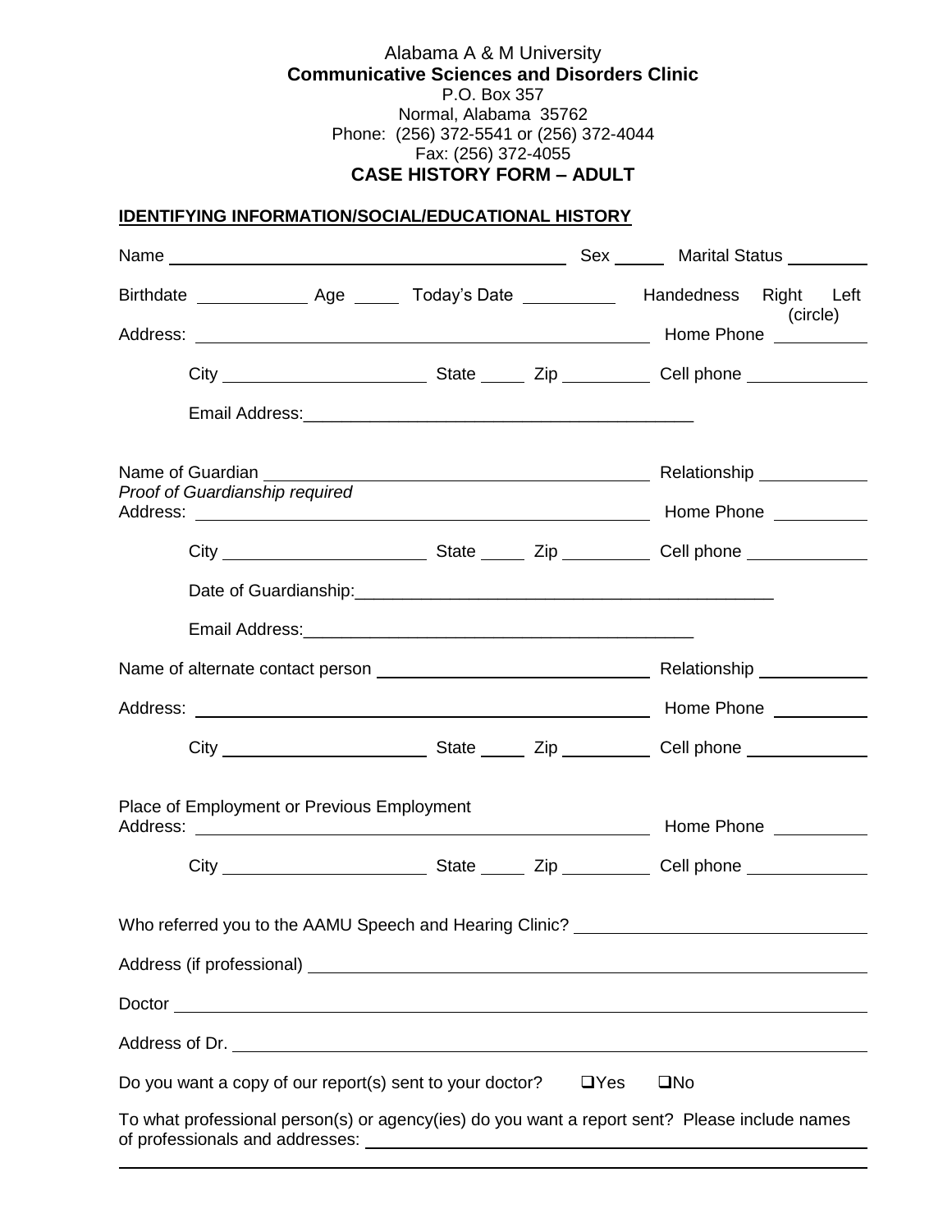Alabama A & M University

**Communicative Sciences and Disorders Clinic**

P.O. Box 357

Normal, Alabama 35762

Phone: (256) 372-5541 or (256) 372-4044

Fax: (256) 372-4055

**CASE HISTORY FORM – ADULT**

**IDENTIFYING INFORMATION/SOCIAL/EDUCATIONAL HISTORY**

Name ______________________________ Sex _____ Marital Status ________

Birthdate ___________ Age _____ Today's Date _________ Handedness Right Left (circle)

Address: ________________________________________ Home Phone _________

City ____________________ State _____ Zip _________ Cell phone ____________

Email Address: ________________________________________

Name of Guardian ________________________________________ Relationship ___________

*Proof of Guardianship required*

Address: ________________________________________ Home Phone _________

City ____________________ State _____ Zip _________ Cell phone ____________

Date of Guardianship: ________________________________________

Email Address: ________________________________________

Name of alternate contact person ____________________________ Relationship ___________

Address: ________________________________________ Home Phone _________

City ____________________ State _____ Zip _________ Cell phone ____________

Place of Employment or Previous Employment

Address: ________________________________________ Home Phone _________

City ____________________ State _____ Zip _________ Cell phone ____________

Who referred you to the AAMU Speech and Hearing Clinic? ____________________________

Address (if professional) ________________________________________

Doctor ________________________________________

Address of Dr. ________________________________________

Do you want a copy of our report(s) sent to your doctor? ❑Yes ❑No

To what professional person(s) or agency(ies) do you want a report sent? Please include names of professionals and addresses: ________________________________________

________________________________________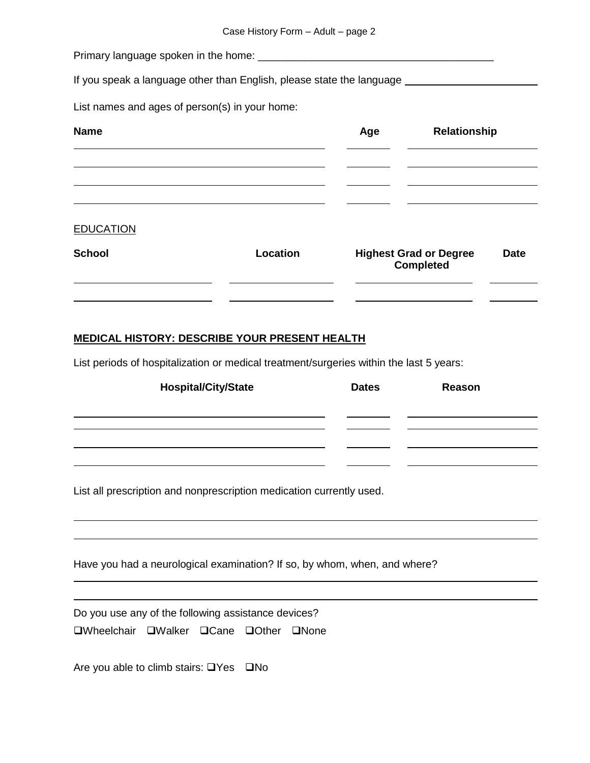Primary language spoken in the home: ________________________________________

If you speak a language other than English, please state the language ______________________

List names and ages of person(s) in your home:

| Name | Age | Relationship |
|---|---|---|
| | | |
| | | |
| | | |
| | | |

EDUCATION

| School | Location | Highest Grad or Degree Completed | Date |
|---|---|---|---|
| | | | |
| | | | |

**MEDICAL HISTORY: DESCRIBE YOUR PRESENT HEALTH**

List periods of hospitalization or medical treatment/surgeries within the last 5 years:

| Hospital/City/State | Dates | Reason |
|---|---|---|
| | | |
| | | |
| | | |
| | | |

List all prescription and nonprescription medication currently used.

______________________________________________________________________

______________________________________________________________________

Have you had a neurological examination? If so, by whom, when, and where?

______________________________________________________________________

______________________________________________________________________

Do you use any of the following assistance devices?

❑Wheelchair ❑Walker ❑Cane ❑Other ❑None

Are you able to climb stairs: ❑Yes ❑No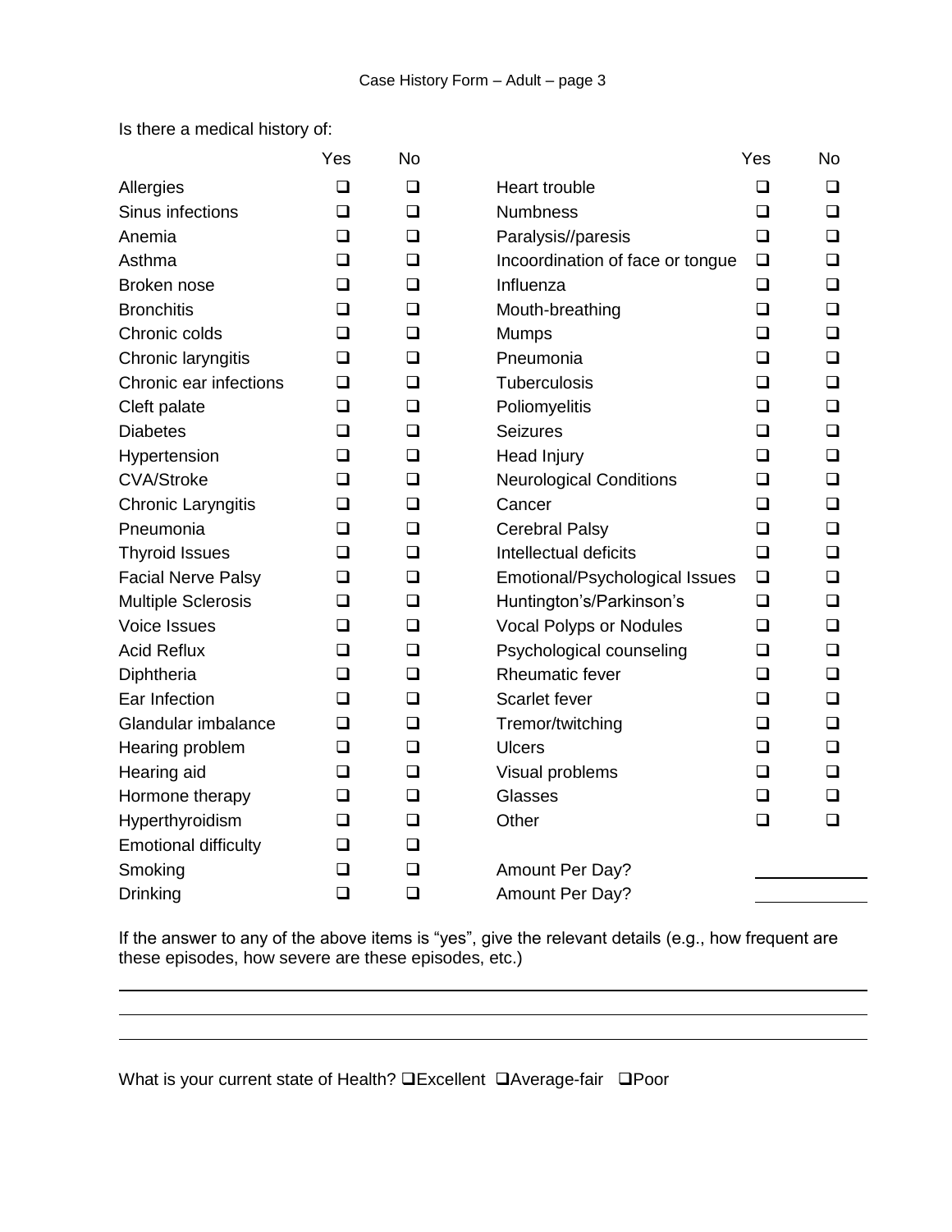Is there a medical history of:

| | Yes | No | | Yes | No |
|---|---|---|---|---|---|
| Allergies | ❑ | ❑ | Heart trouble | ❑ | ❑ |
| Sinus infections | ❑ | ❑ | Numbness | ❑ | ❑ |
| Anemia | ❑ | ❑ | Paralysis//paresis | ❑ | ❑ |
| Asthma | ❑ | ❑ | Incoordination of face or tongue | ❑ | ❑ |
| Broken nose | ❑ | ❑ | Influenza | ❑ | ❑ |
| Bronchitis | ❑ | ❑ | Mouth-breathing | ❑ | ❑ |
| Chronic colds | ❑ | ❑ | Mumps | ❑ | ❑ |
| Chronic laryngitis | ❑ | ❑ | Pneumonia | ❑ | ❑ |
| Chronic ear infections | ❑ | ❑ | Tuberculosis | ❑ | ❑ |
| Cleft palate | ❑ | ❑ | Poliomyelitis | ❑ | ❑ |
| Diabetes | ❑ | ❑ | Seizures | ❑ | ❑ |
| Hypertension | ❑ | ❑ | Head Injury | ❑ | ❑ |
| CVA/Stroke | ❑ | ❑ | Neurological Conditions | ❑ | ❑ |
| Chronic Laryngitis | ❑ | ❑ | Cancer | ❑ | ❑ |
| Pneumonia | ❑ | ❑ | Cerebral Palsy | ❑ | ❑ |
| Thyroid Issues | ❑ | ❑ | Intellectual deficits | ❑ | ❑ |
| Facial Nerve Palsy | ❑ | ❑ | Emotional/Psychological Issues | ❑ | ❑ |
| Multiple Sclerosis | ❑ | ❑ | Huntington's/Parkinson's | ❑ | ❑ |
| Voice Issues | ❑ | ❑ | Vocal Polyps or Nodules | ❑ | ❑ |
| Acid Reflux | ❑ | ❑ | Psychological counseling | ❑ | ❑ |
| Diphtheria | ❑ | ❑ | Rheumatic fever | ❑ | ❑ |
| Ear Infection | ❑ | ❑ | Scarlet fever | ❑ | ❑ |
| Glandular imbalance | ❑ | ❑ | Tremor/twitching | ❑ | ❑ |
| Hearing problem | ❑ | ❑ | Ulcers | ❑ | ❑ |
| Hearing aid | ❑ | ❑ | Visual problems | ❑ | ❑ |
| Hormone therapy | ❑ | ❑ | Glasses | ❑ | ❑ |
| Hyperthyroidism | ❑ | ❑ | Other | ❑ | ❑ |
| Emotional difficulty | ❑ | ❑ | | | |
| Smoking | ❑ | ❑ | Amount Per Day? | ________ | |
| Drinking | ❑ | ❑ | Amount Per Day? | ________ | |

If the answer to any of the above items is "yes", give the relevant details (e.g., how frequent are these episodes, how severe are these episodes, etc.)

______________________________________________________________________________

______________________________________________________________________________

______________________________________________________________________________

What is your current state of Health? ❑Excellent ❑Average-fair ❑Poor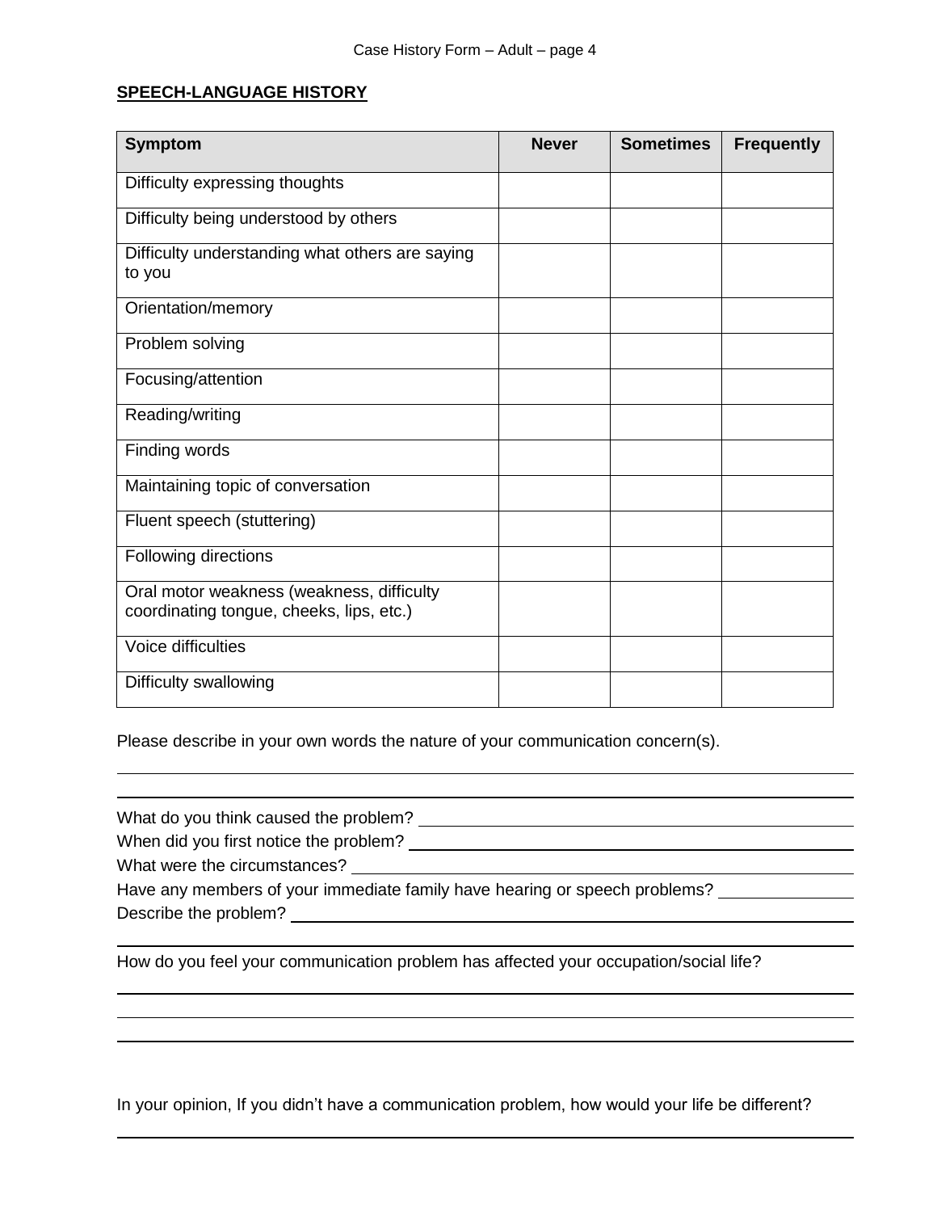**SPEECH-LANGUAGE HISTORY**

| Symptom | Never | Sometimes | Frequently |
|---|---|---|---|
| Difficulty expressing thoughts | | | |
| Difficulty being understood by others | | | |
| Difficulty understanding what others are saying to you | | | |
| Orientation/memory | | | |
| Problem solving | | | |
| Focusing/attention | | | |
| Reading/writing | | | |
| Finding words | | | |
| Maintaining topic of conversation | | | |
| Fluent speech (stuttering) | | | |
| Following directions | | | |
| Oral motor weakness (weakness, difficulty coordinating tongue, cheeks, lips, etc.) | | | |
| Voice difficulties | | | |
| Difficulty swallowing | | | |

Please describe in your own words the nature of your communication concern(s).

______________________________________________________________________

______________________________________________________________________

What do you think caused the problem? ______________________________

When did you first notice the problem? ______________________________

What were the circumstances? ______________________________

Have any members of your immediate family have hearing or speech problems? __________

Describe the problem? ______________________________

______________________________________________________________________

How do you feel your communication problem has affected your occupation/social life?

______________________________________________________________________

______________________________________________________________________

______________________________________________________________________

In your opinion, If you didn't have a communication problem, how would your life be different?

______________________________________________________________________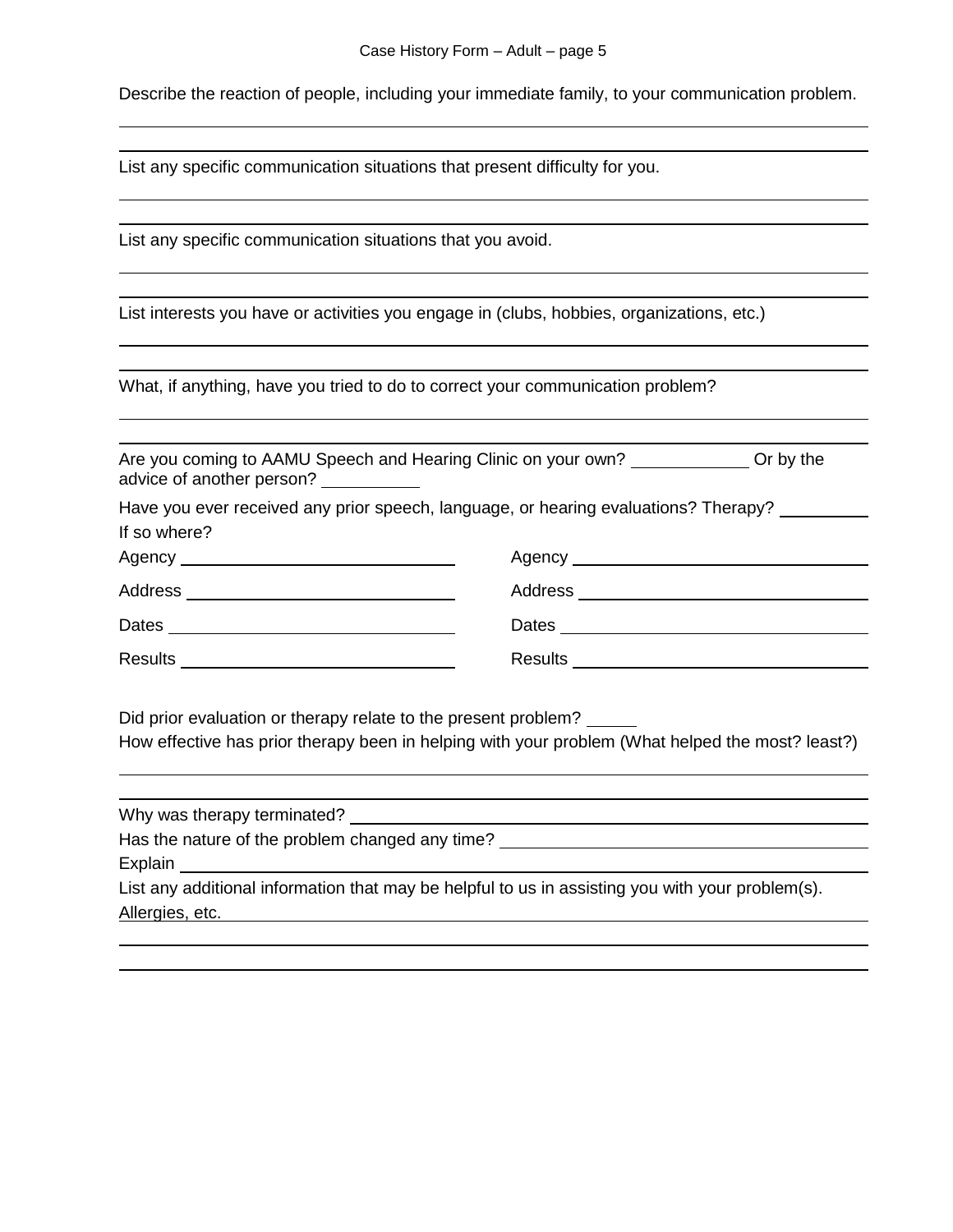Describe the reaction of people, including your immediate family, to your communication problem.

List any specific communication situations that present difficulty for you.

List any specific communication situations that you avoid.

List interests you have or activities you engage in (clubs, hobbies, organizations, etc.)

What, if anything, have you tried to do to correct your communication problem?

Are you coming to AAMU Speech and Hearing Clinic on your own? ____________ Or by the advice of another person? __________

Have you ever received any prior speech, language, or hearing evaluations? Therapy? _________

If so where?

| | |
|---|---|
| Agency ____________________ | Agency ____________________ |
| Address ____________________ | Address ____________________ |
| Dates ____________________ | Dates ____________________ |
| Results ____________________ | Results ____________________ |

Did prior evaluation or therapy relate to the present problem? _____

How effective has prior therapy been in helping with your problem (What helped the most? least?)

Why was therapy terminated? ____________________

Has the nature of the problem changed any time? ____________________

Explain ____________________

List any additional information that may be helpful to us in assisting you with your problem(s).

Allergies, etc.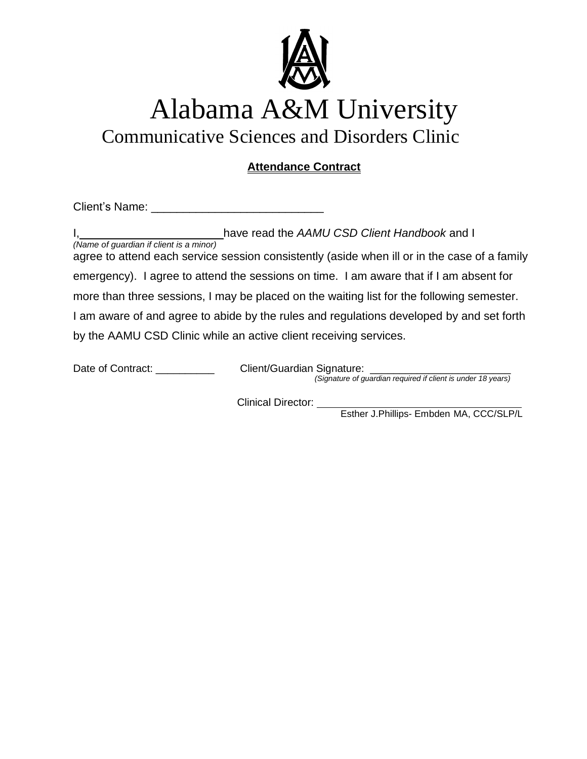# Alabama A&M University

## Communicative Sciences and Disorders Clinic

**Attendance Contract**

Client's Name: ___________________________

I, ______________________ have read the *AAMU CSD Client Handbook* and I
*(Name of guardian if client is a minor)*
agree to attend each service session consistently (aside when ill or in the case of a family emergency). I agree to attend the sessions on time. I am aware that if I am absent for more than three sessions, I may be placed on the waiting list for the following semester. I am aware of and agree to abide by the rules and regulations developed by and set forth by the AAMU CSD Clinic while an active client receiving services.

Date of Contract: __________ Client/Guardian Signature: ________________________
*(Signature of guardian required if client is under 18 years)*

Clinical Director: ____________________________________
Esther J.Phillips- Embden MA, CCC/SLP/L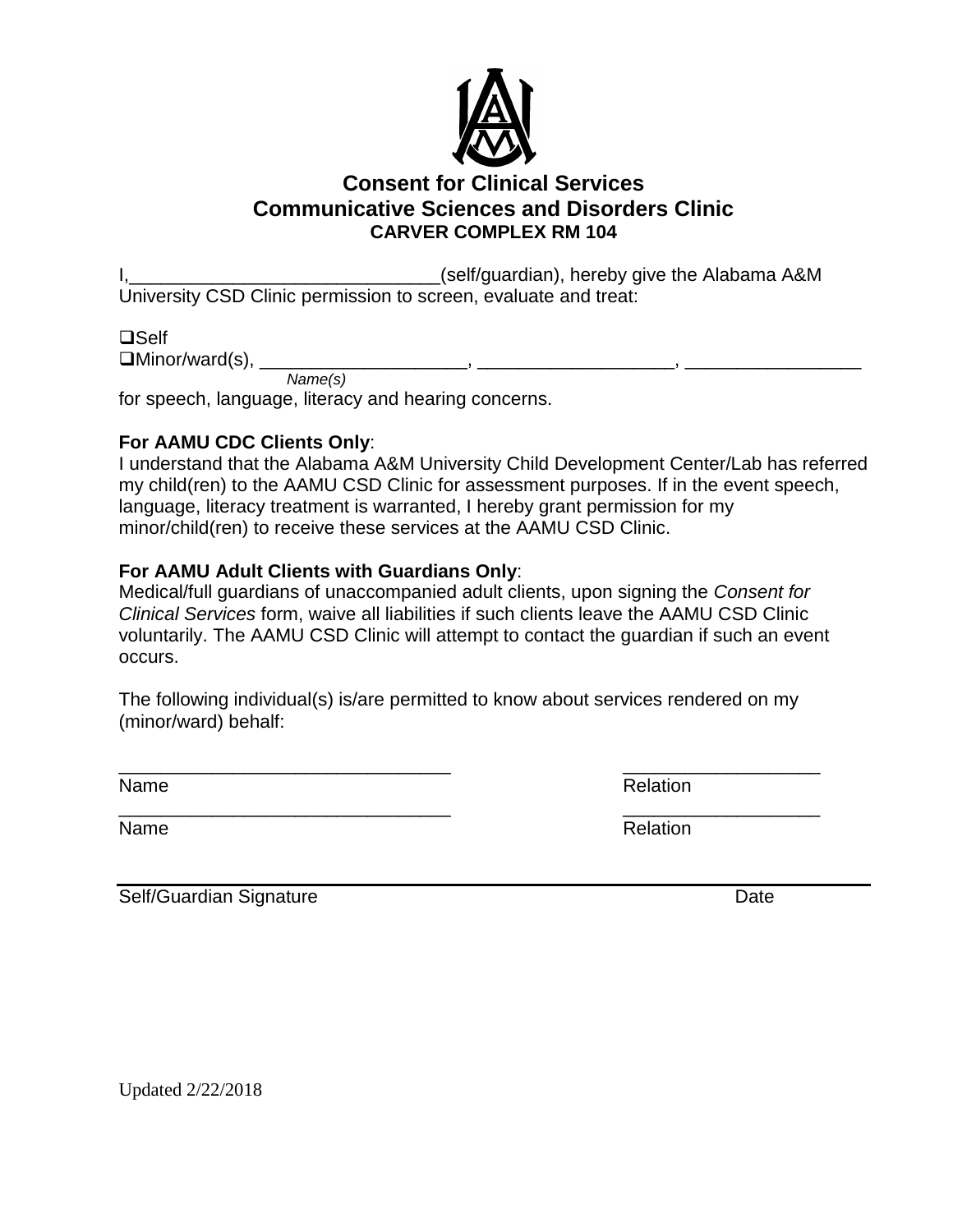# Consent for Clinical Services
## Communicative Sciences and Disorders Clinic
### CARVER COMPLEX RM 104

I,______________________________(self/guardian), hereby give the Alabama A&M University CSD Clinic permission to screen, evaluate and treat:

❑Self
❑Minor/ward(s), ____________________, ___________________, _________________
*Name(s)*
for speech, language, literacy and hearing concerns.

**For AAMU CDC Clients Only**:
I understand that the Alabama A&M University Child Development Center/Lab has referred my child(ren) to the AAMU CSD Clinic for assessment purposes. If in the event speech, language, literacy treatment is warranted, I hereby grant permission for my minor/child(ren) to receive these services at the AAMU CSD Clinic.

**For AAMU Adult Clients with Guardians Only**:
Medical/full guardians of unaccompanied adult clients, upon signing the *Consent for Clinical Services* form, waive all liabilities if such clients leave the AAMU CSD Clinic voluntarily. The AAMU CSD Clinic will attempt to contact the guardian if such an event occurs.

The following individual(s) is/are permitted to know about services rendered on my (minor/ward) behalf:

________________________________ ___________________
Name Relation

________________________________ ___________________
Name Relation

______________________________________________________________
Self/Guardian Signature Date

Updated 2/22/2018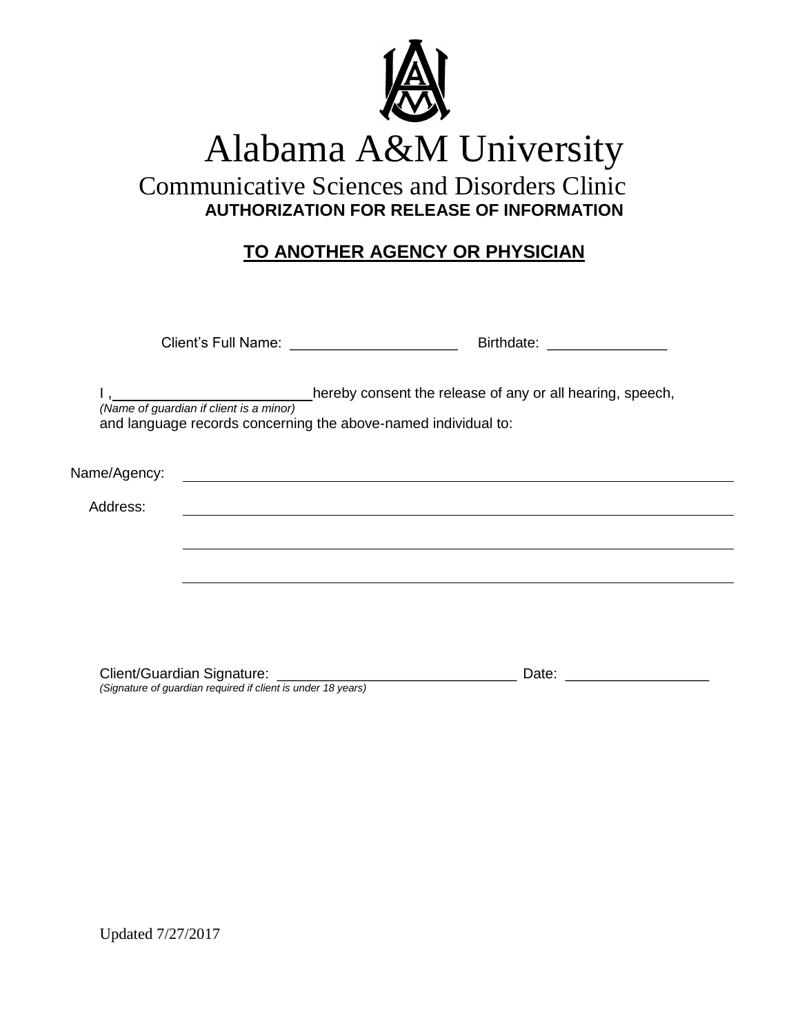# Alabama A&M University

## Communicative Sciences and Disorders Clinic

**AUTHORIZATION FOR RELEASE OF INFORMATION**

**TO ANOTHER AGENCY OR PHYSICIAN**

Client's Full Name: ____________________ Birthdate: ______________

I , ________________________ hereby consent the release of any or all hearing, speech,
*(Name of guardian if client is a minor)*
and language records concerning the above-named individual to:

Name/Agency: ____________________________________________

Address: ____________________________________________

____________________________________________

____________________________________________

Client/Guardian Signature: ____________________________ Date: ________________
*(Signature of guardian required if client is under 18 years)*

Updated 7/27/2017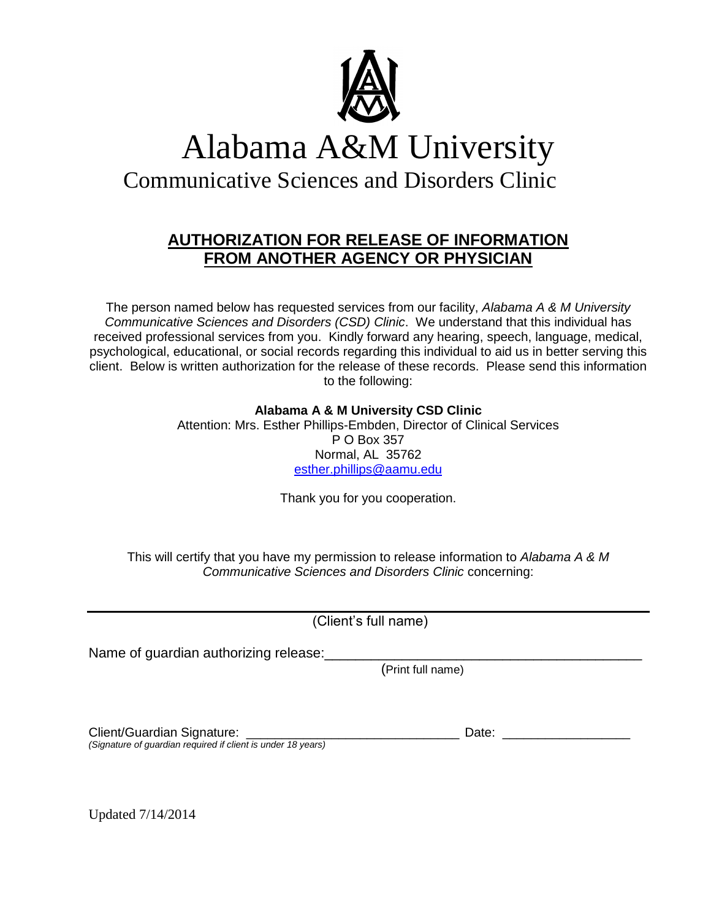# Alabama A&M University

## Communicative Sciences and Disorders Clinic

### AUTHORIZATION FOR RELEASE OF INFORMATION FROM ANOTHER AGENCY OR PHYSICIAN

The person named below has requested services from our facility, *Alabama A & M University Communicative Sciences and Disorders (CSD) Clinic*. We understand that this individual has received professional services from you. Kindly forward any hearing, speech, language, medical, psychological, educational, or social records regarding this individual to aid us in better serving this client. Below is written authorization for the release of these records. Please send this information to the following:

**Alabama A & M University CSD Clinic**
Attention: Mrs. Esther Phillips-Embden, Director of Clinical Services
P O Box 357
Normal, AL 35762
esther.phillips@aamu.edu

Thank you for you cooperation.

This will certify that you have my permission to release information to *Alabama A & M Communicative Sciences and Disorders Clinic* concerning:

\_\_\_\_\_\_\_\_\_\_\_\_\_\_\_\_\_\_\_\_\_\_\_\_\_\_\_\_\_\_\_\_\_\_\_\_\_\_\_\_\_\_\_\_\_\_\_\_\_\_\_\_\_\_
(Client's full name)

Name of guardian authorizing release:\_\_\_\_\_\_\_\_\_\_\_\_\_\_\_\_\_\_\_\_\_\_\_\_\_\_\_\_\_\_\_\_\_\_\_\_\_\_\_\_\_\_
(Print full name)

Client/Guardian Signature: \_\_\_\_\_\_\_\_\_\_\_\_\_\_\_\_\_\_\_\_\_\_\_\_\_\_\_\_\_\_ Date: \_\_\_\_\_\_\_\_\_\_\_\_\_\_\_\_\_
*(Signature of guardian required if client is under 18 years)*

Updated 7/14/2014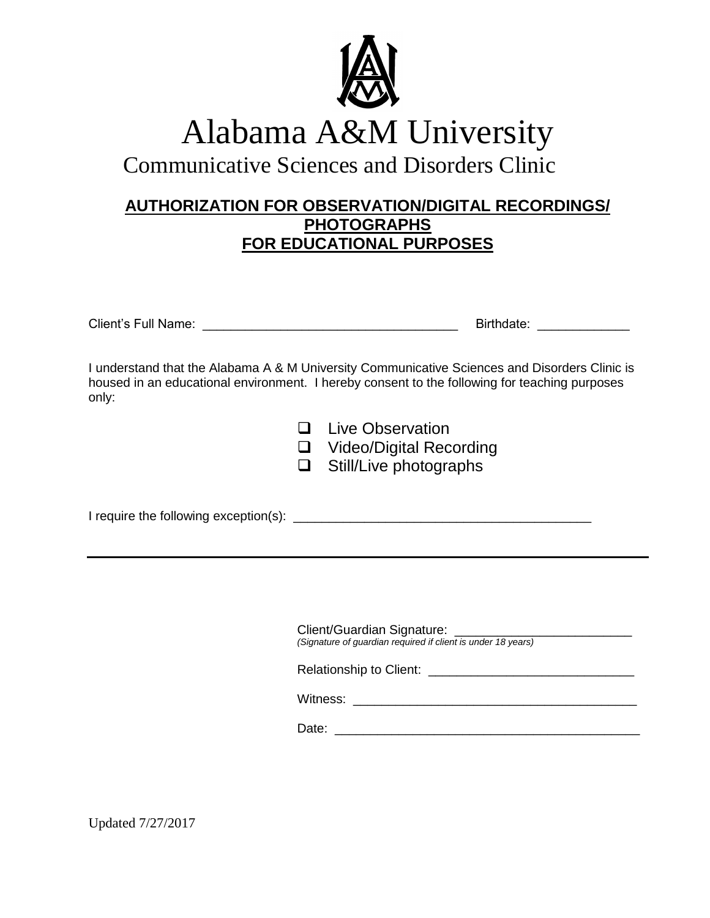# Alabama A&M University

## Communicative Sciences and Disorders Clinic

### AUTHORIZATION FOR OBSERVATION/DIGITAL RECORDINGS/ PHOTOGRAPHS FOR EDUCATIONAL PURPOSES

Client's Full Name: ___________________________________ Birthdate: _____________

I understand that the Alabama A & M University Communicative Sciences and Disorders Clinic is housed in an educational environment. I hereby consent to the following for teaching purposes only:

- ☐ Live Observation
- ☐ Video/Digital Recording
- ☐ Still/Live photographs

I require the following exception(s): ___________________________________________

---

Client/Guardian Signature: _________________________
*(Signature of guardian required if client is under 18 years)*

Relationship to Client: _____________________________

Witness: _______________________________________

Date: __________________________________________

Updated 7/27/2017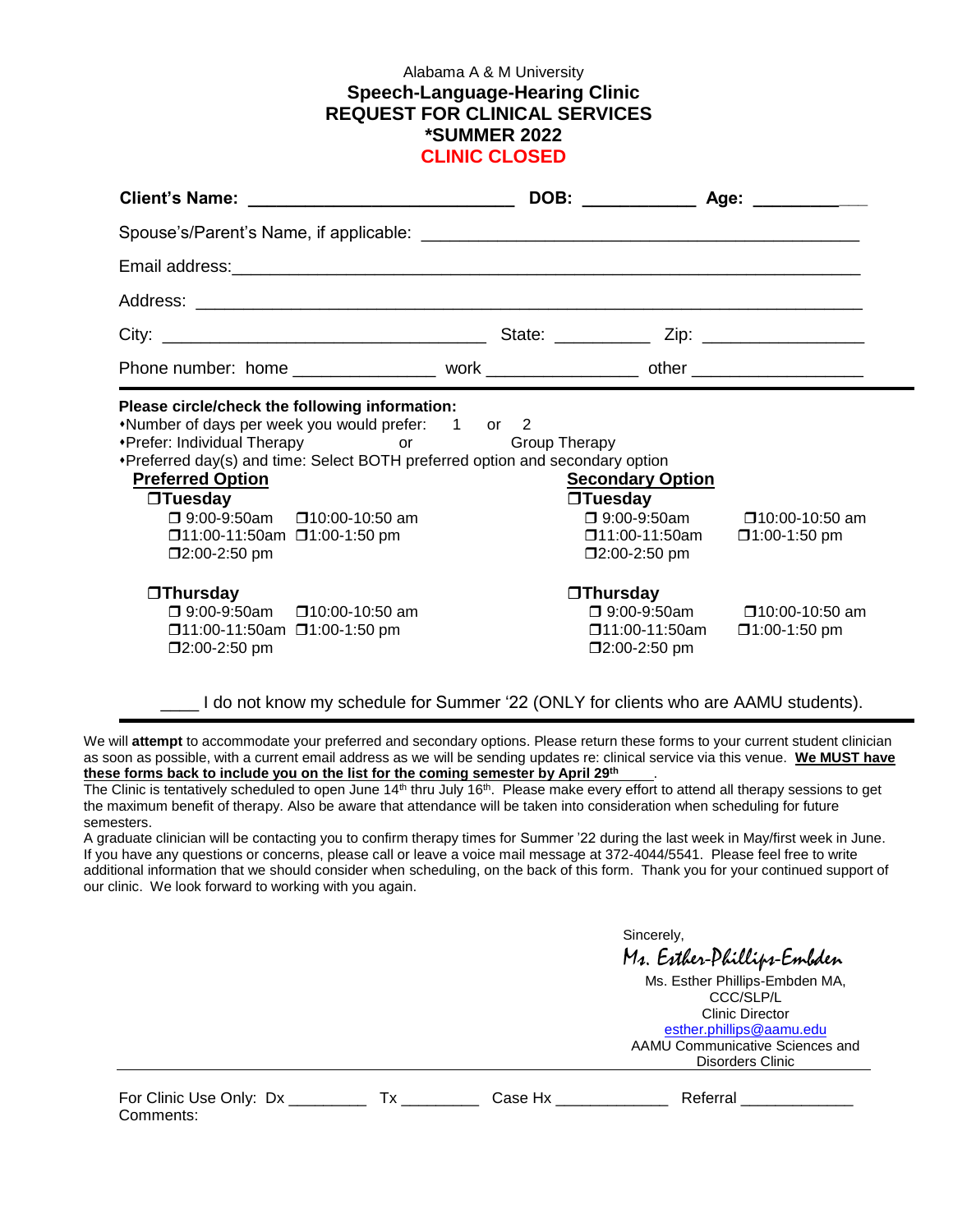Alabama A & M University

**Speech-Language-Hearing Clinic**
**REQUEST FOR CLINICAL SERVICES**
***SUMMER 2022**
**CLINIC CLOSED**

**Client's Name:** ___________________________ **DOB:** ___________ **Age:** ___________

Spouse's/Parent's Name, if applicable: _____________________________________________

Email address: _______________________________________________________________

Address: ____________________________________________________________________

City: ________________________________ State: __________ Zip: ________________

Phone number: home _______________ work _______________ other _________________

---

**Please circle/check the following information:**

- Number of days per week you would prefer: 1 or 2
- Prefer: Individual Therapy or Group Therapy
- Preferred day(s) and time: Select BOTH preferred option and secondary option

**Preferred Option**

❒**Tuesday**
- ❒ 9:00-9:50am
- ❒10:00-10:50 am
- ❒11:00-11:50am
- ❒1:00-1:50 pm
- ❒2:00-2:50 pm

❒**Thursday**
- ❒ 9:00-9:50am
- ❒10:00-10:50 am
- ❒11:00-11:50am
- ❒1:00-1:50 pm
- ❒2:00-2:50 pm

**Secondary Option**

❒**Tuesday**
- ❒ 9:00-9:50am
- ❒10:00-10:50 am
- ❒11:00-11:50am
- ❒1:00-1:50 pm
- ❒2:00-2:50 pm

❒**Thursday**
- ❒ 9:00-9:50am
- ❒10:00-10:50 am
- ❒11:00-11:50am
- ❒1:00-1:50 pm
- ❒2:00-2:50 pm

____ I do not know my schedule for Summer '22 (ONLY for clients who are AAMU students).

---

We will **attempt** to accommodate your preferred and secondary options. Please return these forms to your current student clinician as soon as possible, with a current email address as we will be sending updates re: clinical service via this venue. **We MUST have these forms back to include you on the list for the coming semester by April 29th** .

The Clinic is tentatively scheduled to open June 14th thru July 16th. Please make every effort to attend all therapy sessions to get the maximum benefit of therapy. Also be aware that attendance will be taken into consideration when scheduling for future semesters.

A graduate clinician will be contacting you to confirm therapy times for Summer '22 during the last week in May/first week in June. If you have any questions or concerns, please call or leave a voice mail message at 372-4044/5541. Please feel free to write additional information that we should consider when scheduling, on the back of this form. Thank you for your continued support of our clinic. We look forward to working with you again.

Sincerely,

*Ms. Esther-Phillips-Embden*

Ms. Esther Phillips-Embden MA, CCC/SLP/L
Clinic Director
esther.phillips@aamu.edu
AAMU Communicative Sciences and Disorders Clinic

---

For Clinic Use Only: Dx _________ Tx _________ Case Hx _____________ Referral _____________
Comments: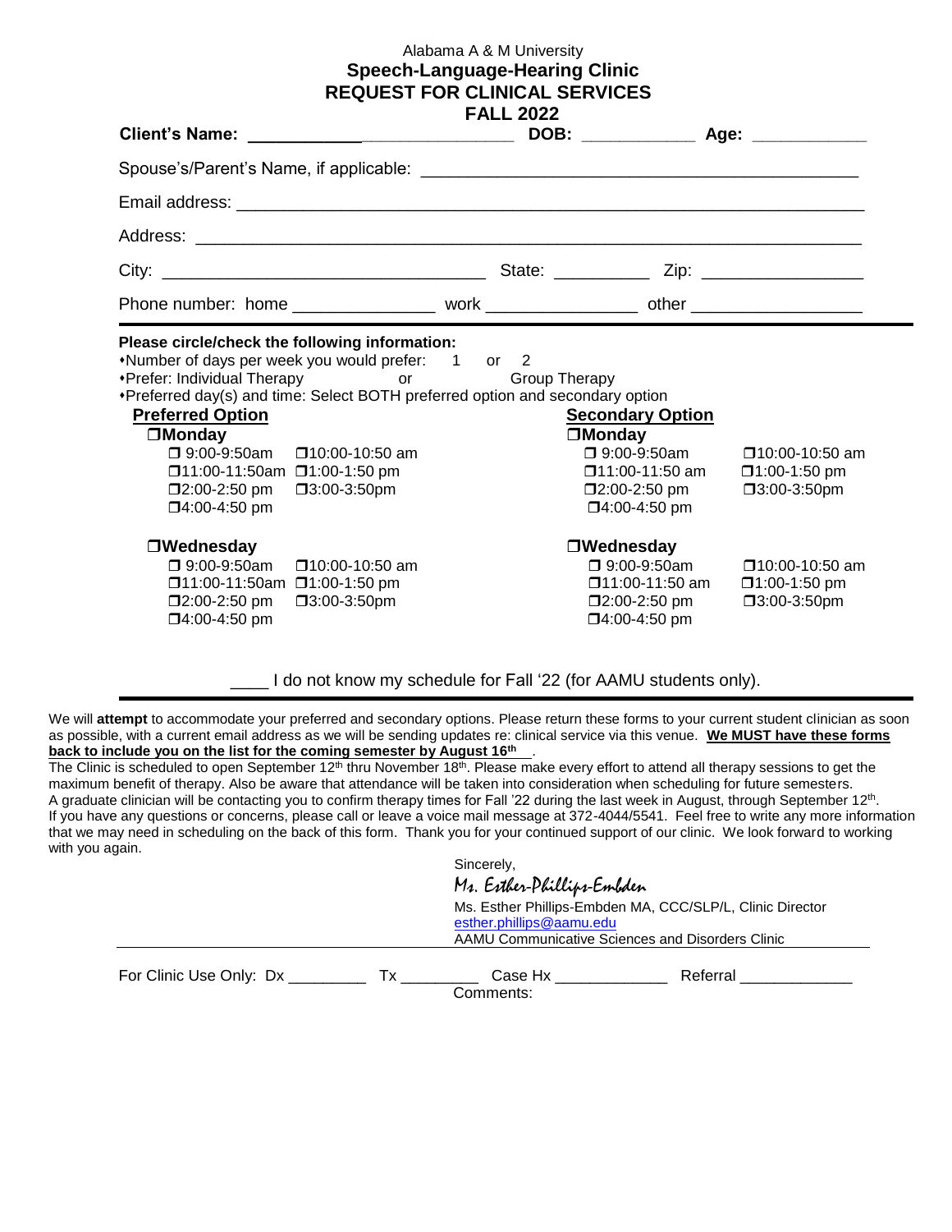Alabama A & M University

# Speech-Language-Hearing Clinic

## REQUEST FOR CLINICAL SERVICES

## FALL 2022

**Client's Name:** ____________________________ **DOB:** ____________ **Age:** ____________

Spouse's/Parent's Name, if applicable: ______________________________________________

Email address: ______________________________________________________________

Address: ___________________________________________________________________

City: ________________________________ State: __________ Zip: _________________

Phone number: home _______________ work _______________ other _________________

---

**Please circle/check the following information:**

- Number of days per week you would prefer: 1 or 2
- Prefer: Individual Therapy or Group Therapy
- Preferred day(s) and time: Select BOTH preferred option and secondary option

| **Preferred Option** | | **Secondary Option** | |
|---|---|---|---|
| ❒**Monday** | | ❒**Monday** | |
| ❒ 9:00-9:50am | ❒10:00-10:50 am | ❒ 9:00-9:50am | ❒10:00-10:50 am |
| ❒11:00-11:50am | ❒1:00-1:50 pm | ❒11:00-11:50 am | ❒1:00-1:50 pm |
| ❒2:00-2:50 pm | ❒3:00-3:50pm | ❒2:00-2:50 pm | ❒3:00-3:50pm |
| ❒4:00-4:50 pm | | ❒4:00-4:50 pm | |
| ❒**Wednesday** | | ❒**Wednesday** | |
| ❒ 9:00-9:50am | ❒10:00-10:50 am | ❒ 9:00-9:50am | ❒10:00-10:50 am |
| ❒11:00-11:50am | ❒1:00-1:50 pm | ❒11:00-11:50 am | ❒1:00-1:50 pm |
| ❒2:00-2:50 pm | ❒3:00-3:50pm | ❒2:00-2:50 pm | ❒3:00-3:50pm |
| ❒4:00-4:50 pm | | ❒4:00-4:50 pm | |

____ I do not know my schedule for Fall '22 (for AAMU students only).

---

We will **attempt** to accommodate your preferred and secondary options. Please return these forms to your current student clinician as soon as possible, with a current email address as we will be sending updates re: clinical service via this venue. **We MUST have these forms back to include you on the list for the coming semester by August 16th.**

The Clinic is scheduled to open September 12th thru November 18th. Please make every effort to attend all therapy sessions to get the maximum benefit of therapy. Also be aware that attendance will be taken into consideration when scheduling for future semesters.

A graduate clinician will be contacting you to confirm therapy times for Fall '22 during the last week in August, through September 12th.

If you have any questions or concerns, please call or leave a voice mail message at 372-4044/5541. Feel free to write any more information that we may need in scheduling on the back of this form. Thank you for your continued support of our clinic. We look forward to working with you again.

Sincerely,

*Ms. Esther-Phillips-Embden*

Ms. Esther Phillips-Embden MA, CCC/SLP/L, Clinic Director
esther.phillips@aamu.edu
AAMU Communicative Sciences and Disorders Clinic

---

For Clinic Use Only: Dx _________ Tx _________ Case Hx _____________ Referral _____________

Comments: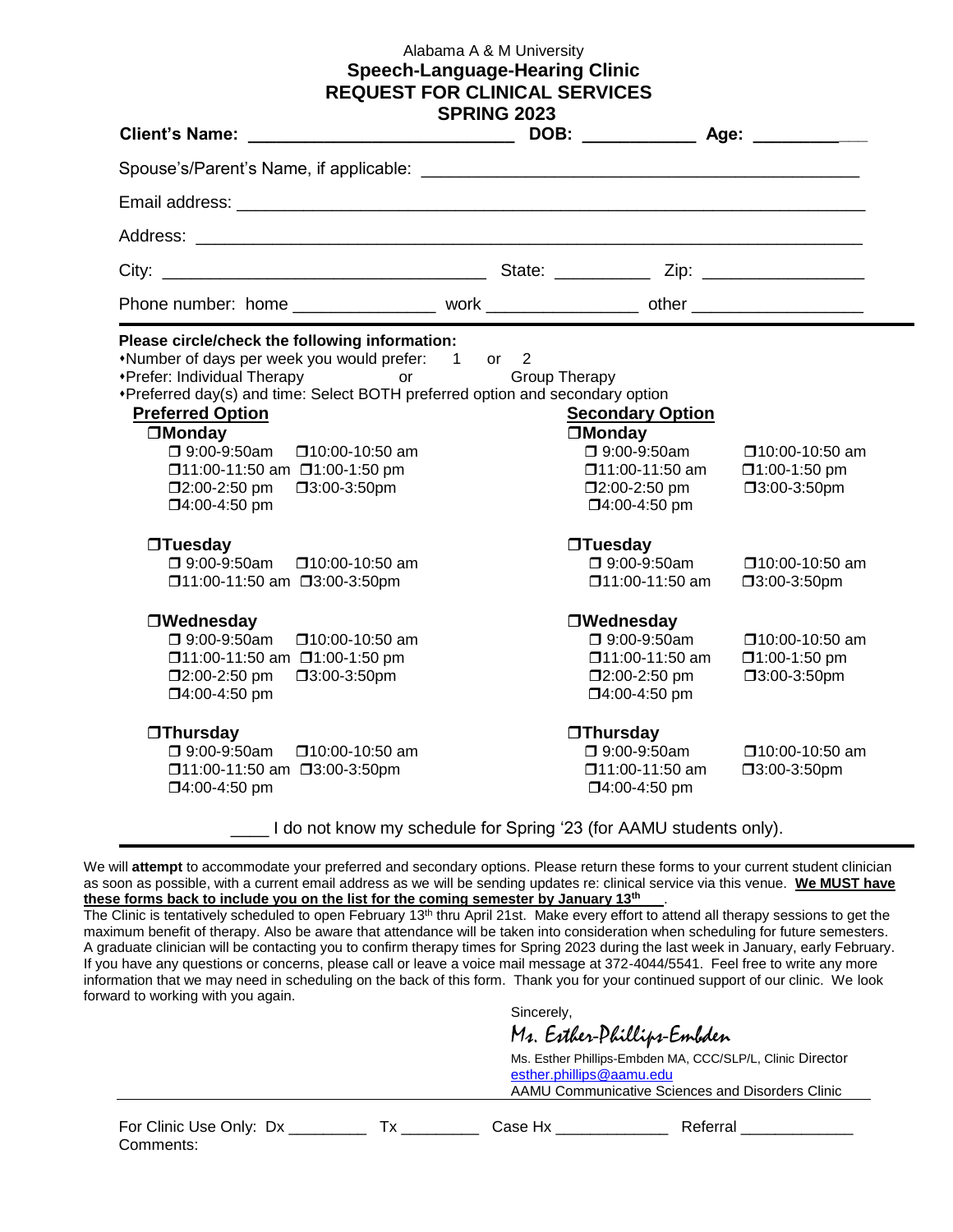Alabama A & M University

# Speech-Language-Hearing Clinic

## REQUEST FOR CLINICAL SERVICES

## SPRING 2023

**Client's Name:** ____________________________ **DOB:** ____________ **Age:** ____________

Spouse's/Parent's Name, if applicable: ______________________________________________

Email address: ___________________________________________________________________

Address: ________________________________________________________________________

City: ___________________________________ State: __________ Zip: _________________

Phone number: home _______________ work ________________ other __________________

**Please circle/check the following information:**

- Number of days per week you would prefer: 1 or 2
- Prefer: Individual Therapy or Group Therapy
- Preferred day(s) and time: Select BOTH preferred option and secondary option

**Preferred Option**

❒**Monday**
❒ 9:00-9:50am ❒10:00-10:50 am
❒11:00-11:50 am ❒1:00-1:50 pm
❒2:00-2:50 pm ❒3:00-3:50pm
❒4:00-4:50 pm

❒**Tuesday**
❒ 9:00-9:50am ❒10:00-10:50 am
❒11:00-11:50 am ❒3:00-3:50pm

❒**Wednesday**
❒ 9:00-9:50am ❒10:00-10:50 am
❒11:00-11:50 am ❒1:00-1:50 pm
❒2:00-2:50 pm ❒3:00-3:50pm
❒4:00-4:50 pm

❒**Thursday**
❒ 9:00-9:50am ❒10:00-10:50 am
❒11:00-11:50 am ❒3:00-3:50pm
❒4:00-4:50 pm

**Secondary Option**

❒**Monday**
❒ 9:00-9:50am ❒10:00-10:50 am
❒11:00-11:50 am ❒1:00-1:50 pm
❒2:00-2:50 pm ❒3:00-3:50pm
❒4:00-4:50 pm

❒**Tuesday**
❒ 9:00-9:50am ❒10:00-10:50 am
❒11:00-11:50 am ❒3:00-3:50pm

❒**Wednesday**
❒ 9:00-9:50am ❒10:00-10:50 am
❒11:00-11:50 am ❒1:00-1:50 pm
❒2:00-2:50 pm ❒3:00-3:50pm
❒4:00-4:50 pm

❒**Thursday**
❒ 9:00-9:50am ❒10:00-10:50 am
❒11:00-11:50 am ❒3:00-3:50pm
❒4:00-4:50 pm

____ I do not know my schedule for Spring '23 (for AAMU students only).

---

We will **attempt** to accommodate your preferred and secondary options. Please return these forms to your current student clinician as soon as possible, with a current email address as we will be sending updates re: clinical service via this venue. **We MUST have these forms back to include you on the list for the coming semester by January 13th**.

The Clinic is tentatively scheduled to open February 13th thru April 21st. Make every effort to attend all therapy sessions to get the maximum benefit of therapy. Also be aware that attendance will be taken into consideration when scheduling for future semesters. A graduate clinician will be contacting you to confirm therapy times for Spring 2023 during the last week in January, early February. If you have any questions or concerns, please call or leave a voice mail message at 372-4044/5541. Feel free to write any more information that we may need in scheduling on the back of this form. Thank you for your continued support of our clinic. We look forward to working with you again.

Sincerely,

*Ms. Esther-Phillips-Embden*

Ms. Esther Phillips-Embden MA, CCC/SLP/L, Clinic Director
esther.phillips@aamu.edu
AAMU Communicative Sciences and Disorders Clinic

---

For Clinic Use Only: Dx _________ Tx _________ Case Hx _____________ Referral _____________
Comments: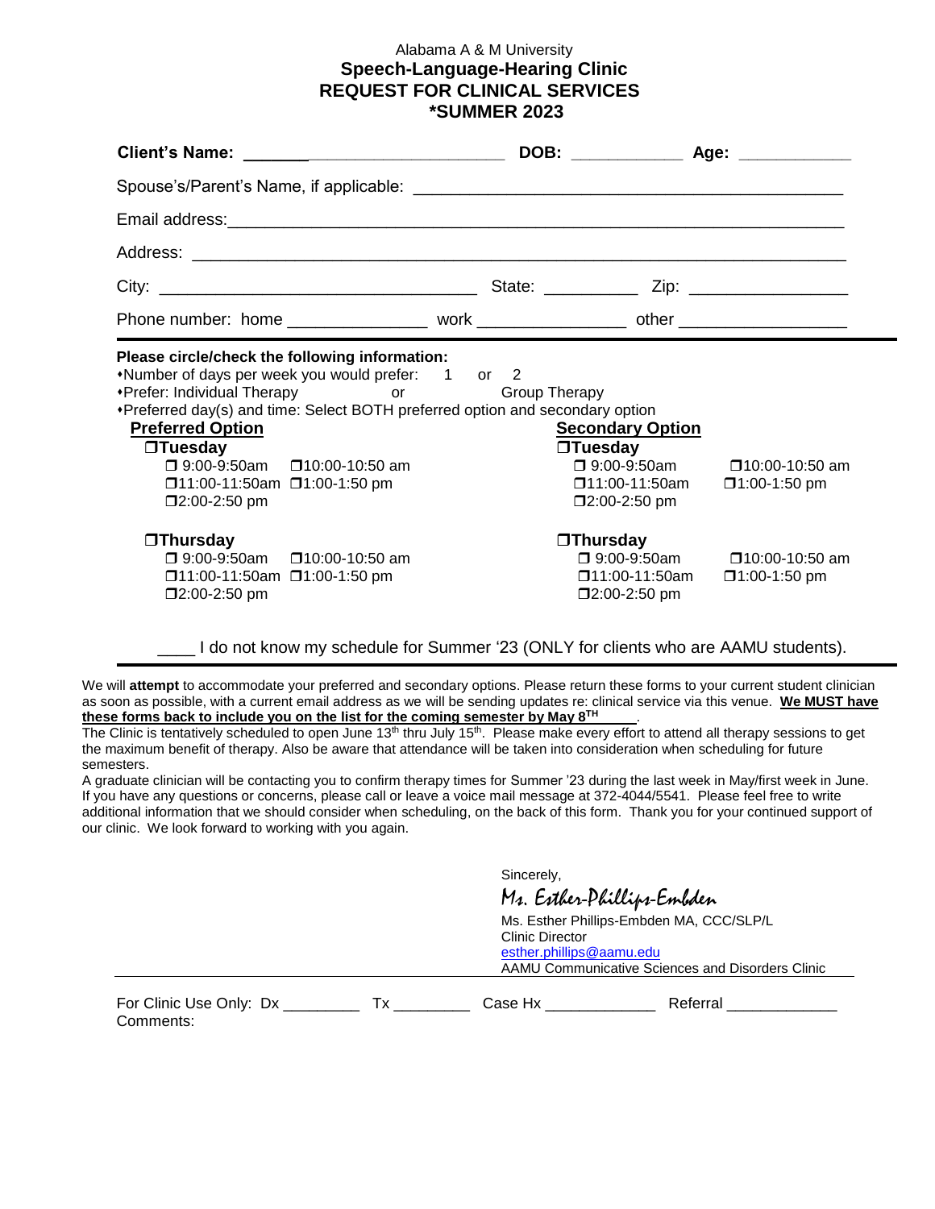Alabama A & M University

**Speech-Language-Hearing Clinic**

**REQUEST FOR CLINICAL SERVICES**

***SUMMER 2023**

**Client's Name:** ____________________________ **DOB:** ___________ **Age:** ___________

Spouse's/Parent's Name, if applicable: ____________________________________________

Email address: ____________________________________________________________

Address: ________________________________________________________________

City: _________________________________ State: __________ Zip: ________________

Phone number: home _______________ work _______________ other _________________

**Please circle/check the following information:**

- Number of days per week you would prefer: 1 or 2
- Prefer: Individual Therapy or Group Therapy
- Preferred day(s) and time: Select BOTH preferred option and secondary option

**Preferred Option**

❒**Tuesday**

❒ 9:00-9:50am ❒10:00-10:50 am
❒11:00-11:50am ❒1:00-1:50 pm
❒2:00-2:50 pm

❒**Thursday**

❒ 9:00-9:50am ❒10:00-10:50 am
❒11:00-11:50am ❒1:00-1:50 pm
❒2:00-2:50 pm

**Secondary Option**

❒**Tuesday**

❒ 9:00-9:50am ❒10:00-10:50 am
❒11:00-11:50am ❒1:00-1:50 pm
❒2:00-2:50 pm

❒**Thursday**

❒ 9:00-9:50am ❒10:00-10:50 am
❒11:00-11:50am ❒1:00-1:50 pm
❒2:00-2:50 pm

____ I do not know my schedule for Summer '23 (ONLY for clients who are AAMU students).

We will **attempt** to accommodate your preferred and secondary options. Please return these forms to your current student clinician as soon as possible, with a current email address as we will be sending updates re: clinical service via this venue. **We MUST have these forms back to include you on the list for the coming semester by May 8TH**.
The Clinic is tentatively scheduled to open June 13th thru July 15th. Please make every effort to attend all therapy sessions to get the maximum benefit of therapy. Also be aware that attendance will be taken into consideration when scheduling for future semesters.
A graduate clinician will be contacting you to confirm therapy times for Summer '23 during the last week in May/first week in June. If you have any questions or concerns, please call or leave a voice mail message at 372-4044/5541. Please feel free to write additional information that we should consider when scheduling, on the back of this form. Thank you for your continued support of our clinic. We look forward to working with you again.

Sincerely,

*Ms. Esther-Phillips-Embden*

Ms. Esther Phillips-Embden MA, CCC/SLP/L
Clinic Director
esther.phillips@aamu.edu
AAMU Communicative Sciences and Disorders Clinic

For Clinic Use Only: Dx _________ Tx _________ Case Hx _____________ Referral _____________
Comments: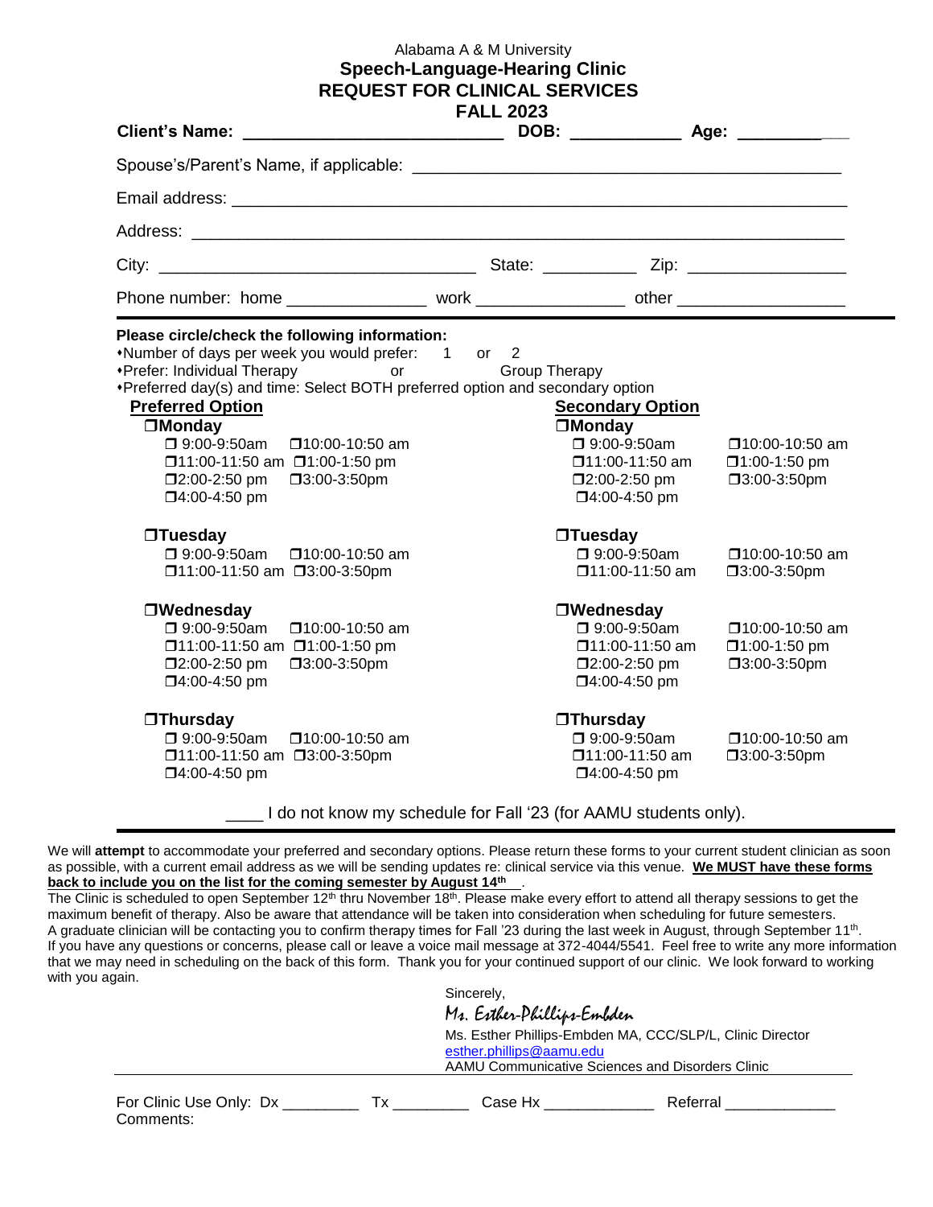Alabama A & M University

# Speech-Language-Hearing Clinic

# REQUEST FOR CLINICAL SERVICES

# FALL 2023

**Client's Name:** ___________________________ **DOB:** ____________ **Age:** ____________

Spouse's/Parent's Name, if applicable: _______________________________________________

Email address: ______________________________________________________________

Address: ___________________________________________________________________

City: ___________________________________ State: __________ Zip: _________________

Phone number: home _______________ work ________________ other __________________

**Please circle/check the following information:**

- Number of days per week you would prefer: 1 or 2
- Prefer: Individual Therapy or Group Therapy
- Preferred day(s) and time: Select BOTH preferred option and secondary option

**Preferred Option**

❒**Monday**
❒ 9:00-9:50am ❒10:00-10:50 am
❒11:00-11:50 am ❒1:00-1:50 pm
❒2:00-2:50 pm ❒3:00-3:50pm
❒4:00-4:50 pm

❒**Tuesday**
❒ 9:00-9:50am ❒10:00-10:50 am
❒11:00-11:50 am ❒3:00-3:50pm

❒**Wednesday**
❒ 9:00-9:50am ❒10:00-10:50 am
❒11:00-11:50 am ❒1:00-1:50 pm
❒2:00-2:50 pm ❒3:00-3:50pm
❒4:00-4:50 pm

❒**Thursday**
❒ 9:00-9:50am ❒10:00-10:50 am
❒11:00-11:50 am ❒3:00-3:50pm
❒4:00-4:50 pm

**Secondary Option**

❒**Monday**
❒ 9:00-9:50am ❒10:00-10:50 am
❒11:00-11:50 am ❒1:00-1:50 pm
❒2:00-2:50 pm ❒3:00-3:50pm
❒4:00-4:50 pm

❒**Tuesday**
❒ 9:00-9:50am ❒10:00-10:50 am
❒11:00-11:50 am ❒3:00-3:50pm

❒**Wednesday**
❒ 9:00-9:50am ❒10:00-10:50 am
❒11:00-11:50 am ❒1:00-1:50 pm
❒2:00-2:50 pm ❒3:00-3:50pm
❒4:00-4:50 pm

❒**Thursday**
❒ 9:00-9:50am ❒10:00-10:50 am
❒11:00-11:50 am ❒3:00-3:50pm
❒4:00-4:50 pm

____ I do not know my schedule for Fall '23 (for AAMU students only).

We will **attempt** to accommodate your preferred and secondary options. Please return these forms to your current student clinician as soon as possible, with a current email address as we will be sending updates re: clinical service via this venue. **We MUST have these forms back to include you on the list for the coming semester by August 14th**.

The Clinic is scheduled to open September 12th thru November 18th. Please make every effort to attend all therapy sessions to get the maximum benefit of therapy. Also be aware that attendance will be taken into consideration when scheduling for future semesters. A graduate clinician will be contacting you to confirm therapy times for Fall '23 during the last week in August, through September 11th. If you have any questions or concerns, please call or leave a voice mail message at 372-4044/5541. Feel free to write any more information that we may need in scheduling on the back of this form. Thank you for your continued support of our clinic. We look forward to working with you again.

Sincerely,

*Ms. Esther-Phillips-Embden*

Ms. Esther Phillips-Embden MA, CCC/SLP/L, Clinic Director
esther.phillips@aamu.edu
AAMU Communicative Sciences and Disorders Clinic

For Clinic Use Only: Dx _________ Tx _________ Case Hx _____________ Referral _____________
Comments: